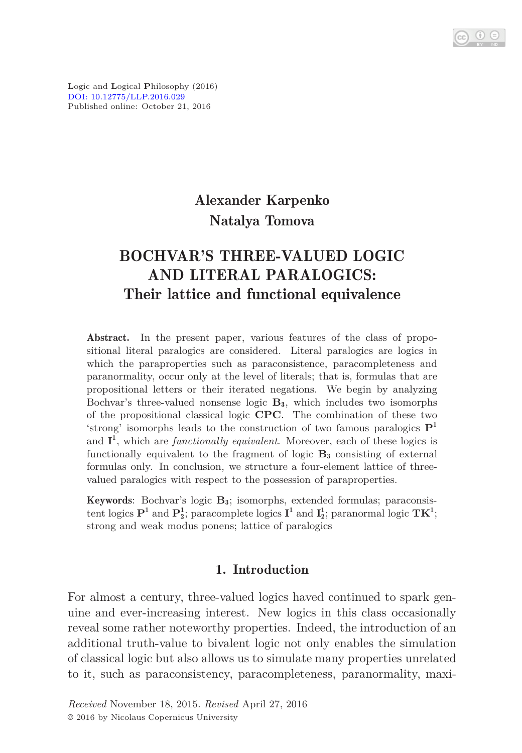Logic and Logical Philosophy (2016)
DOI: 10.12775/LLP.2016.029
Published online: October 21, 2016

**Alexander Karpenko**
**Natalya Tomova**

# BOCHVAR'S THREE-VALUED LOGIC AND LITERAL PARALOGICS: Their lattice and functional equivalence

**Abstract.** In the present paper, various features of the class of propositional literal paralogics are considered. Literal paralogics are logics in which the paraproperties such as paraconsistence, paracompleteness and paranormality, occur only at the level of literals; that is, formulas that are propositional letters or their iterated negations. We begin by analyzing Bochvar's three-valued nonsense logic $\mathbf{B_3}$, which includes two isomorphs of the propositional classical logic **CPC**. The combination of these two 'strong' isomorphs leads to the construction of two famous paralogics $\mathbf{P^1}$ and $\mathbf{I^1}$, which are *functionally equivalent*. Moreover, each of these logics is functionally equivalent to the fragment of logic $\mathbf{B_3}$ consisting of external formulas only. In conclusion, we structure a four-element lattice of three-valued paralogics with respect to the possession of paraproperties.

**Keywords**: Bochvar's logic $\mathbf{B_3}$; isomorphs, extended formulas; paraconsistent logics $\mathbf{P^1}$ and $\mathbf{P^1_2}$; paracomplete logics $\mathbf{I^1}$ and $\mathbf{I^1_2}$; paranormal logic $\mathbf{TK^1}$; strong and weak modus ponens; lattice of paralogics

## 1. Introduction

For almost a century, three-valued logics haved continued to spark genuine and ever-increasing interest. New logics in this class occasionally reveal some rather noteworthy properties. Indeed, the introduction of an additional truth-value to bivalent logic not only enables the simulation of classical logic but also allows us to simulate many properties unrelated to it, such as paraconsistency, paracompleteness, paranormality, maxi-

*Received* November 18, 2015. *Revised* April 27, 2016
© 2016 by Nicolaus Copernicus University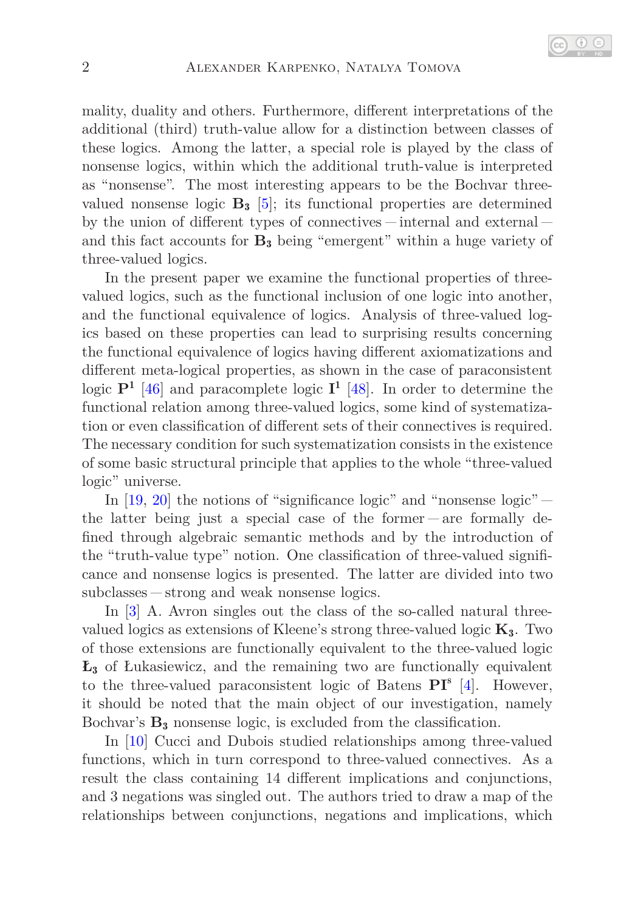mality, duality and others. Furthermore, different interpretations of the additional (third) truth-value allow for a distinction between classes of these logics. Among the latter, a special role is played by the class of nonsense logics, within which the additional truth-value is interpreted as "nonsense". The most interesting appears to be the Bochvar three-valued nonsense logic $\mathbf{B_3}$ [5]; its functional properties are determined by the union of different types of connectives — internal and external — and this fact accounts for $\mathbf{B_3}$ being "emergent" within a huge variety of three-valued logics.

In the present paper we examine the functional properties of three-valued logics, such as the functional inclusion of one logic into another, and the functional equivalence of logics. Analysis of three-valued logics based on these properties can lead to surprising results concerning the functional equivalence of logics having different axiomatizations and different meta-logical properties, as shown in the case of paraconsistent logic $\mathbf{P^1}$ [46] and paracomplete logic $\mathbf{I^1}$ [48]. In order to determine the functional relation among three-valued logics, some kind of systematization or even classification of different sets of their connectives is required. The necessary condition for such systematization consists in the existence of some basic structural principle that applies to the whole "three-valued logic" universe.

In [19, 20] the notions of "significance logic" and "nonsense logic" — the latter being just a special case of the former — are formally defined through algebraic semantic methods and by the introduction of the "truth-value type" notion. One classification of three-valued significance and nonsense logics is presented. The latter are divided into two subclasses — strong and weak nonsense logics.

In [3] A. Avron singles out the class of the so-called natural three-valued logics as extensions of Kleene's strong three-valued logic $\mathbf{K_3}$. Two of those extensions are functionally equivalent to the three-valued logic $\mathbf{Ł_3}$ of Łukasiewicz, and the remaining two are functionally equivalent to the three-valued paraconsistent logic of Batens $\mathbf{PI^s}$ [4]. However, it should be noted that the main object of our investigation, namely Bochvar's $\mathbf{B_3}$ nonsense logic, is excluded from the classification.

In [10] Cucci and Dubois studied relationships among three-valued functions, which in turn correspond to three-valued connectives. As a result the class containing 14 different implications and conjunctions, and 3 negations was singled out. The authors tried to draw a map of the relationships between conjunctions, negations and implications, which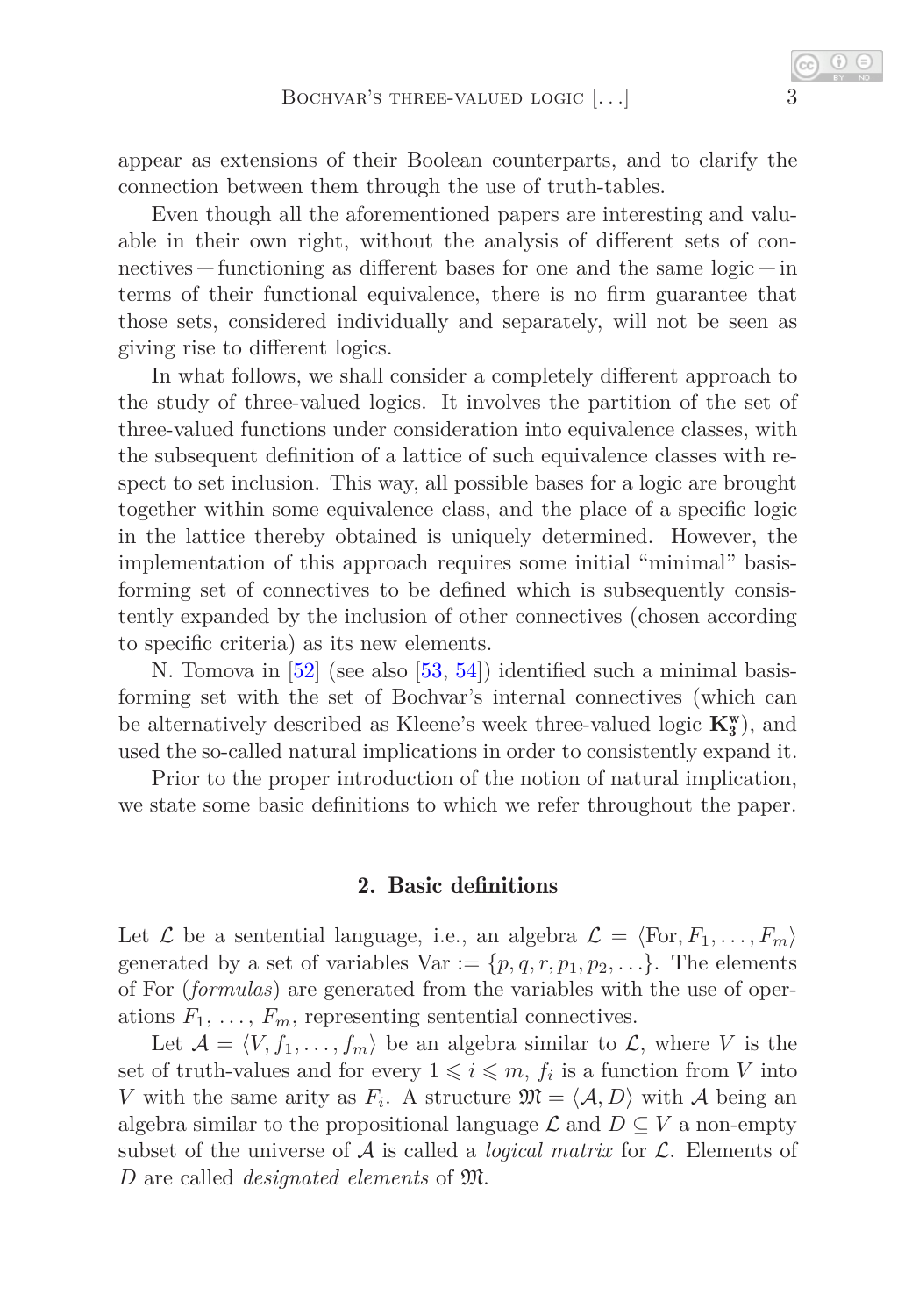appear as extensions of their Boolean counterparts, and to clarify the connection between them through the use of truth-tables.

Even though all the aforementioned papers are interesting and valuable in their own right, without the analysis of different sets of connectives — functioning as different bases for one and the same logic — in terms of their functional equivalence, there is no firm guarantee that those sets, considered individually and separately, will not be seen as giving rise to different logics.

In what follows, we shall consider a completely different approach to the study of three-valued logics. It involves the partition of the set of three-valued functions under consideration into equivalence classes, with the subsequent definition of a lattice of such equivalence classes with respect to set inclusion. This way, all possible bases for a logic are brought together within some equivalence class, and the place of a specific logic in the lattice thereby obtained is uniquely determined. However, the implementation of this approach requires some initial "minimal" basis-forming set of connectives to be defined which is subsequently consistently expanded by the inclusion of other connectives (chosen according to specific criteria) as its new elements.

N. Tomova in [52] (see also [53, 54]) identified such a minimal basis-forming set with the set of Bochvar's internal connectives (which can be alternatively described as Kleene's week three-valued logic $\mathbf{K}_3^{\mathbf{w}}$), and used the so-called natural implications in order to consistently expand it.

Prior to the proper introduction of the notion of natural implication, we state some basic definitions to which we refer throughout the paper.

## 2. Basic definitions

Let $\mathcal{L}$ be a sentential language, i.e., an algebra $\mathcal{L} = \langle \mathrm{For}, F_1, \ldots, F_m \rangle$ generated by a set of variables $\mathrm{Var} := \{p, q, r, p_1, p_2, \ldots\}$. The elements of For (*formulas*) are generated from the variables with the use of operations $F_1, \ldots, F_m$, representing sentential connectives.

Let $\mathcal{A} = \langle V, f_1, \ldots, f_m \rangle$ be an algebra similar to $\mathcal{L}$, where $V$ is the set of truth-values and for every $1 \leqslant i \leqslant m$, $f_i$ is a function from $V$ into $V$ with the same arity as $F_i$. A structure $\mathfrak{M} = \langle \mathcal{A}, D \rangle$ with $\mathcal{A}$ being an algebra similar to the propositional language $\mathcal{L}$ and $D \subseteq V$ a non-empty subset of the universe of $\mathcal{A}$ is called a *logical matrix* for $\mathcal{L}$. Elements of $D$ are called *designated elements* of $\mathfrak{M}$.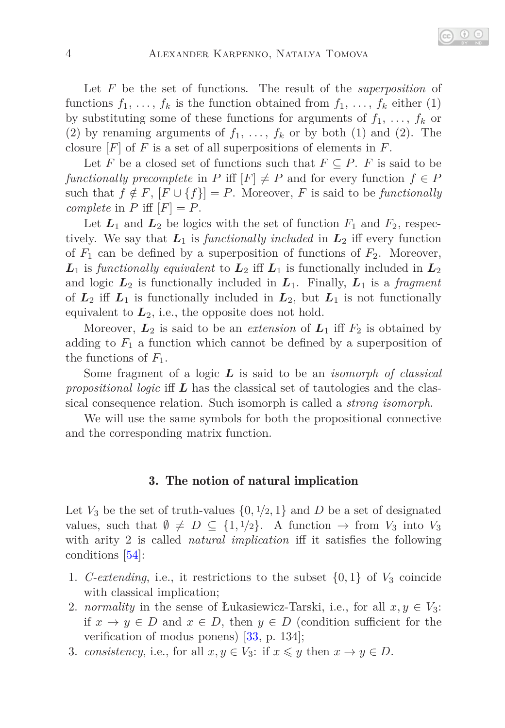Let $F$ be the set of functions. The result of the *superposition* of functions $f_1, \ldots, f_k$ is the function obtained from $f_1, \ldots, f_k$ either (1) by substituting some of these functions for arguments of $f_1, \ldots, f_k$ or (2) by renaming arguments of $f_1, \ldots, f_k$ or by both (1) and (2). The closure $[F]$ of $F$ is a set of all superpositions of elements in $F$.

Let $F$ be a closed set of functions such that $F \subseteq P$. $F$ is said to be *functionally precomplete* in $P$ iff $[F] \neq P$ and for every function $f \in P$ such that $f \notin F$, $[F \cup \{f\}] = P$. Moreover, $F$ is said to be *functionally complete* in $P$ iff $[F] = P$.

Let $\boldsymbol{L}_1$ and $\boldsymbol{L}_2$ be logics with the set of function $F_1$ and $F_2$, respectively. We say that $\boldsymbol{L}_1$ is *functionally included* in $\boldsymbol{L}_2$ iff every function of $F_1$ can be defined by a superposition of functions of $F_2$. Moreover, $\boldsymbol{L}_1$ is *functionally equivalent* to $\boldsymbol{L}_2$ iff $\boldsymbol{L}_1$ is functionally included in $\boldsymbol{L}_2$ and logic $\boldsymbol{L}_2$ is functionally included in $\boldsymbol{L}_1$. Finally, $\boldsymbol{L}_1$ is a *fragment* of $\boldsymbol{L}_2$ iff $\boldsymbol{L}_1$ is functionally included in $\boldsymbol{L}_2$, but $\boldsymbol{L}_1$ is not functionally equivalent to $\boldsymbol{L}_2$, i.e., the opposite does not hold.

Moreover, $\boldsymbol{L}_2$ is said to be an *extension* of $\boldsymbol{L}_1$ iff $F_2$ is obtained by adding to $F_1$ a function which cannot be defined by a superposition of the functions of $F_1$.

Some fragment of a logic $\boldsymbol{L}$ is said to be an *isomorph of classical propositional logic* iff $\boldsymbol{L}$ has the classical set of tautologies and the classical consequence relation. Such isomorph is called a *strong isomorph*.

We will use the same symbols for both the propositional connective and the corresponding matrix function.

## 3. The notion of natural implication

Let $V_3$ be the set of truth-values $\{0, 1/2, 1\}$ and $D$ be a set of designated values, such that $\emptyset \neq D \subseteq \{1, 1/2\}$. A function $\rightarrow$ from $V_3$ into $V_3$ with arity 2 is called *natural implication* iff it satisfies the following conditions [54]:

1. *C-extending*, i.e., it restrictions to the subset $\{0, 1\}$ of $V_3$ coincide with classical implication;
2. *normality* in the sense of Łukasiewicz-Tarski, i.e., for all $x, y \in V_3$: if $x \rightarrow y \in D$ and $x \in D$, then $y \in D$ (condition sufficient for the verification of modus ponens) [33, p. 134];
3. *consistency*, i.e., for all $x, y \in V_3$: if $x \leqslant y$ then $x \rightarrow y \in D$.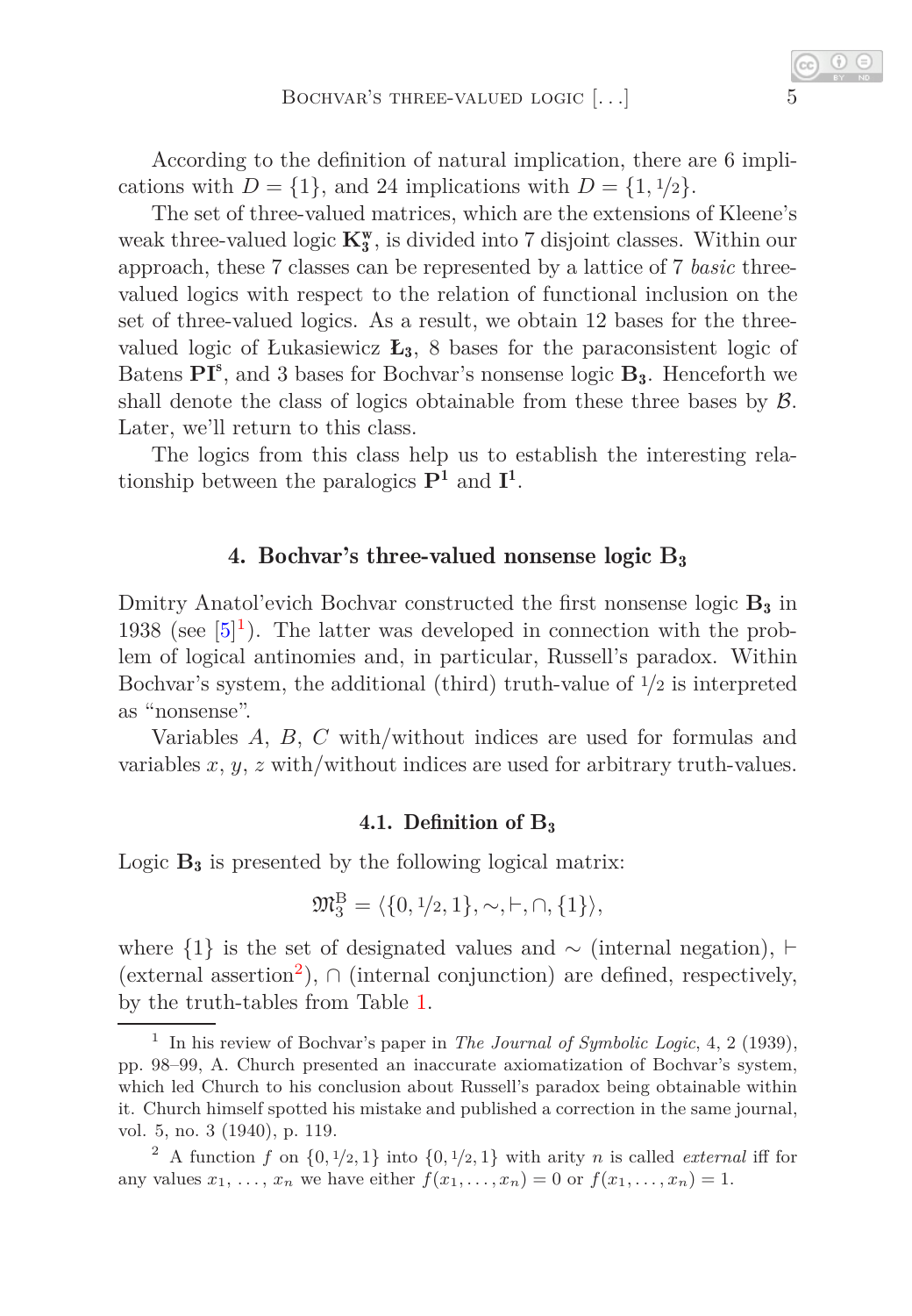According to the definition of natural implication, there are 6 implications with $D = \{1\}$, and 24 implications with $D = \{1, 1/2\}$.

The set of three-valued matrices, which are the extensions of Kleene's weak three-valued logic $\mathbf{K_3^w}$, is divided into 7 disjoint classes. Within our approach, these 7 classes can be represented by a lattice of 7 *basic* three-valued logics with respect to the relation of functional inclusion on the set of three-valued logics. As a result, we obtain 12 bases for the three-valued logic of Łukasiewicz $\mathbf{Ł_3}$, 8 bases for the paraconsistent logic of Batens $\mathbf{PI^s}$, and 3 bases for Bochvar's nonsense logic $\mathbf{B_3}$. Henceforth we shall denote the class of logics obtainable from these three bases by $\mathcal{B}$. Later, we'll return to this class.

The logics from this class help us to establish the interesting relationship between the paralogics $\mathbf{P^1}$ and $\mathbf{I^1}$.

## 4. Bochvar's three-valued nonsense logic $\mathbf{B_3}$

Dmitry Anatol'evich Bochvar constructed the first nonsense logic $\mathbf{B_3}$ in 1938 (see [5][1]). The latter was developed in connection with the problem of logical antinomies and, in particular, Russell's paradox. Within Bochvar's system, the additional (third) truth-value of $1/2$ is interpreted as "nonsense".

Variables $A$, $B$, $C$ with/without indices are used for formulas and variables $x$, $y$, $z$ with/without indices are used for arbitrary truth-values.

### 4.1. Definition of $\mathbf{B_3}$

Logic $\mathbf{B_3}$ is presented by the following logical matrix:

$$\mathfrak{M}_3^{\mathrm{B}} = \langle \{0, 1/2, 1\}, \sim, \vdash, \cap, \{1\} \rangle,$$

where $\{1\}$ is the set of designated values and $\sim$ (internal negation), $\vdash$ (external assertion[2]), $\cap$ (internal conjunction) are defined, respectively, by the truth-tables from Table 1.

---

[1] In his review of Bochvar's paper in *The Journal of Symbolic Logic*, 4, 2 (1939), pp. 98–99, A. Church presented an inaccurate axiomatization of Bochvar's system, which led Church to his conclusion about Russell's paradox being obtainable within it. Church himself spotted his mistake and published a correction in the same journal, vol. 5, no. 3 (1940), p. 119.

[2] A function $f$ on $\{0, 1/2, 1\}$ into $\{0, 1/2, 1\}$ with arity $n$ is called *external* iff for any values $x_1, \ldots, x_n$ we have either $f(x_1, \ldots, x_n) = 0$ or $f(x_1, \ldots, x_n) = 1$.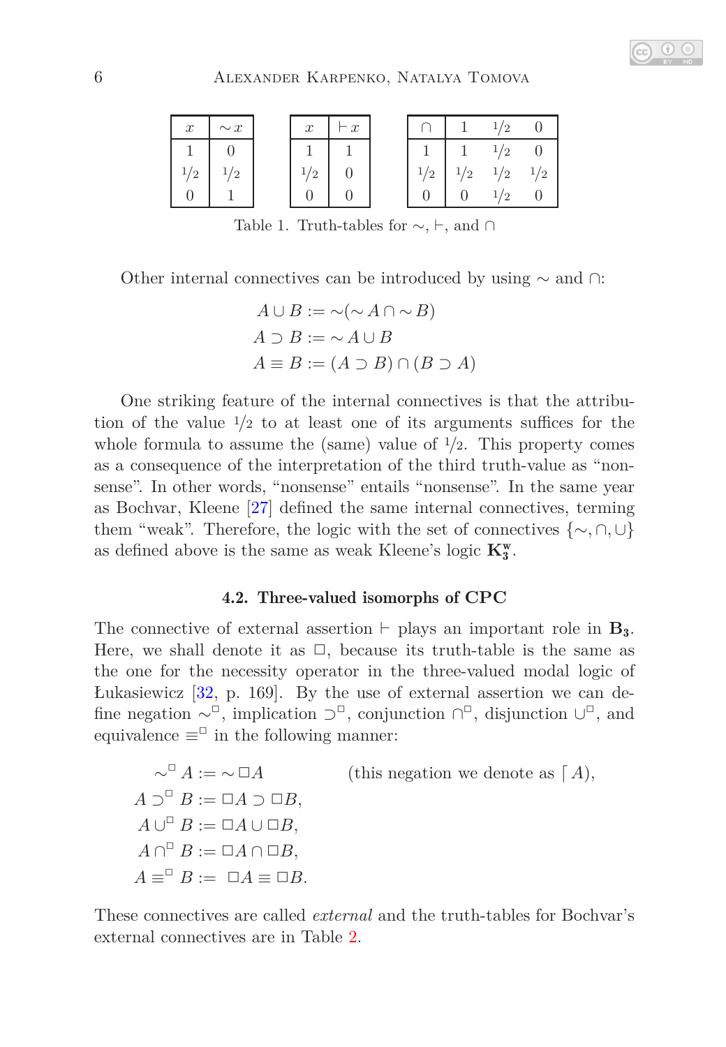| $x$ | $\sim x$ |
|---|---|
| 1 | 0 |
| 1/2 | 1/2 |
| 0 | 1 |

| $x$ | $\vdash x$ |
|---|---|
| 1 | 1 |
| 1/2 | 0 |
| 0 | 0 |

| $\cap$ | 1 | 1/2 | 0 |
|---|---|---|---|
| 1 | 1 | 1/2 | 0 |
| 1/2 | 1/2 | 1/2 | 1/2 |
| 0 | 0 | 1/2 | 0 |

Table 1. Truth-tables for $\sim$, $\vdash$, and $\cap$

Other internal connectives can be introduced by using $\sim$ and $\cap$:

$$A \cup B := \sim(\sim A \cap \sim B)$$
$$A \supset B := \sim A \cup B$$
$$A \equiv B := (A \supset B) \cap (B \supset A)$$

One striking feature of the internal connectives is that the attribution of the value 1/2 to at least one of its arguments suffices for the whole formula to assume the (same) value of 1/2. This property comes as a consequence of the interpretation of the third truth-value as "nonsense". In other words, "nonsense" entails "nonsense". In the same year as Bochvar, Kleene [27] defined the same internal connectives, terming them "weak". Therefore, the logic with the set of connectives $\{\sim, \cap, \cup\}$ as defined above is the same as weak Kleene's logic $\mathbf{K_3^w}$.

### 4.2. Three-valued isomorphs of CPC

The connective of external assertion $\vdash$ plays an important role in $\mathbf{B_3}$. Here, we shall denote it as $\Box$, because its truth-table is the same as the one for the necessity operator in the three-valued modal logic of Łukasiewicz [32, p. 169]. By the use of external assertion we can define negation $\sim^{\Box}$, implication $\supset^{\Box}$, conjunction $\cap^{\Box}$, disjunction $\cup^{\Box}$, and equivalence $\equiv^{\Box}$ in the following manner:

$$\sim^{\Box} A := \sim \Box A \qquad \text{(this negation we denote as } \lceil A),$$
$$A \supset^{\Box} B := \Box A \supset \Box B,$$
$$A \cup^{\Box} B := \Box A \cup \Box B,$$
$$A \cap^{\Box} B := \Box A \cap \Box B,$$
$$A \equiv^{\Box} B := \Box A \equiv \Box B.$$

These connectives are called *external* and the truth-tables for Bochvar's external connectives are in Table 2.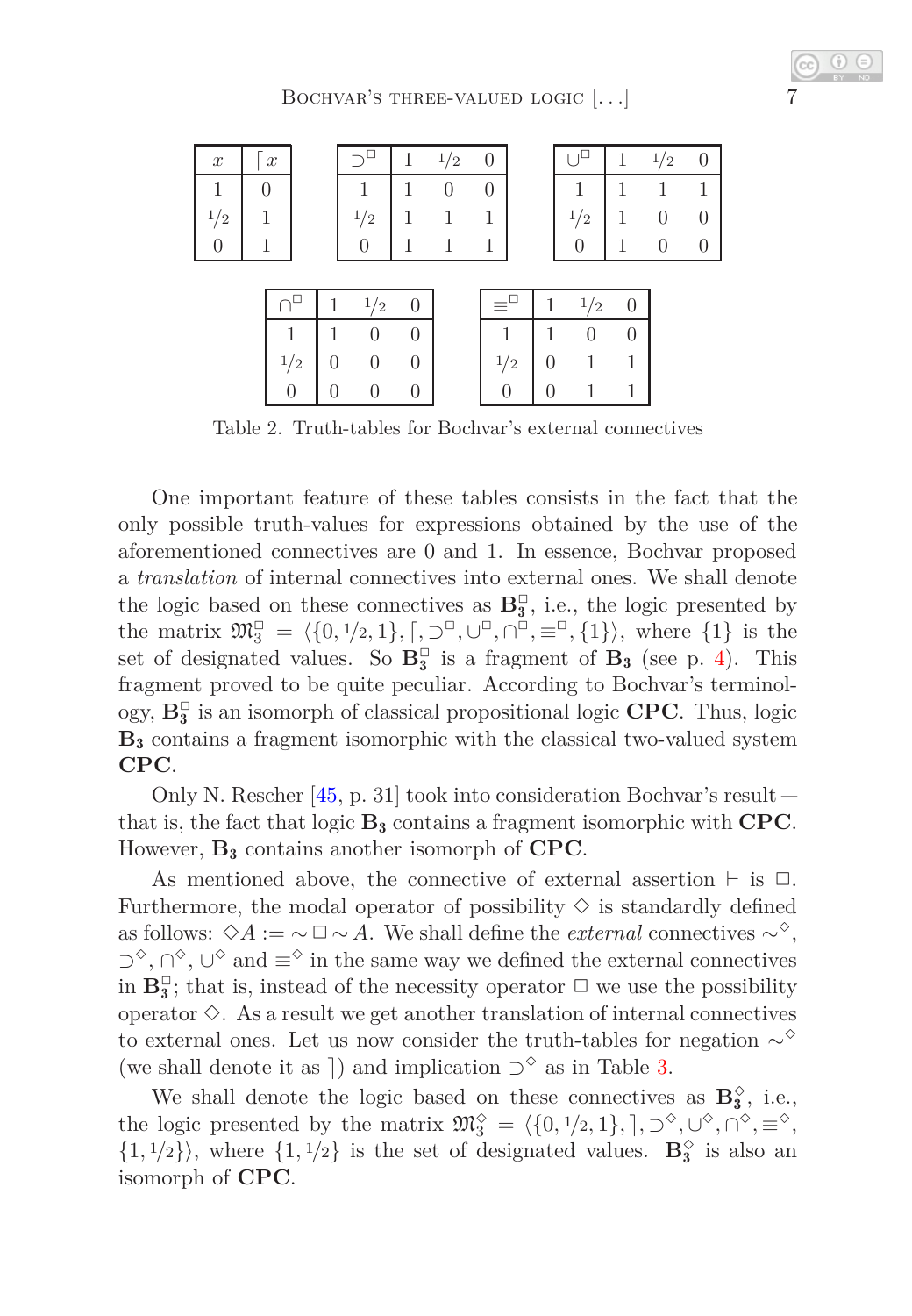| $x$ | $\ulcorner x$ |
|---|---|
| 1 | 0 |
| $1/2$ | 1 |
| 0 | 1 |

| $\supset^{\Box}$ | 1 | $1/2$ | 0 |
|---|---|---|---|
| 1 | 1 | 0 | 0 |
| $1/2$ | 1 | 1 | 1 |
| 0 | 1 | 1 | 1 |

| $\cup^{\Box}$ | 1 | $1/2$ | 0 |
|---|---|---|---|
| 1 | 1 | 1 | 1 |
| $1/2$ | 1 | 0 | 0 |
| 0 | 1 | 0 | 0 |

| $\cap^{\Box}$ | 1 | $1/2$ | 0 |
|---|---|---|---|
| 1 | 1 | 0 | 0 |
| $1/2$ | 0 | 0 | 0 |
| 0 | 0 | 0 | 0 |

| $\equiv^{\Box}$ | 1 | $1/2$ | 0 |
|---|---|---|---|
| 1 | 1 | 0 | 0 |
| $1/2$ | 0 | 1 | 1 |
| 0 | 0 | 1 | 1 |

Table 2. Truth-tables for Bochvar's external connectives

One important feature of these tables consists in the fact that the only possible truth-values for expressions obtained by the use of the aforementioned connectives are 0 and 1. In essence, Bochvar proposed a *translation* of internal connectives into external ones. We shall denote the logic based on these connectives as $\mathbf{B_3^{\Box}}$, i.e., the logic presented by the matrix $\mathfrak{M}_3^{\Box} = \langle\{0, 1/2, 1\}, \ulcorner, \supset^{\Box}, \cup^{\Box}, \cap^{\Box}, \equiv^{\Box}, \{1\}\rangle$, where $\{1\}$ is the set of designated values. So $\mathbf{B_3^{\Box}}$ is a fragment of $\mathbf{B_3}$ (see p. 4). This fragment proved to be quite peculiar. According to Bochvar's terminology, $\mathbf{B_3^{\Box}}$ is an isomorph of classical propositional logic **CPC**. Thus, logic $\mathbf{B_3}$ contains a fragment isomorphic with the classical two-valued system **CPC**.

Only N. Rescher [45, p. 31] took into consideration Bochvar's result — that is, the fact that logic $\mathbf{B_3}$ contains a fragment isomorphic with **CPC**. However, $\mathbf{B_3}$ contains another isomorph of **CPC**.

As mentioned above, the connective of external assertion $\vdash$ is $\Box$. Furthermore, the modal operator of possibility $\Diamond$ is standardly defined as follows: $\Diamond A := \sim\Box\sim A$. We shall define the *external* connectives $\sim^{\Diamond}$, $\supset^{\Diamond}$, $\cap^{\Diamond}$, $\cup^{\Diamond}$ and $\equiv^{\Diamond}$ in the same way we defined the external connectives in $\mathbf{B_3^{\Box}}$; that is, instead of the necessity operator $\Box$ we use the possibility operator $\Diamond$. As a result we get another translation of internal connectives to external ones. Let us now consider the truth-tables for negation $\sim^{\Diamond}$ (we shall denote it as $\urcorner$) and implication $\supset^{\Diamond}$ as in Table 3.

We shall denote the logic based on these connectives as $\mathbf{B_3^{\Diamond}}$, i.e., the logic presented by the matrix $\mathfrak{M}_3^{\Diamond} = \langle\{0, 1/2, 1\}, \urcorner, \supset^{\Diamond}, \cup^{\Diamond}, \cap^{\Diamond}, \equiv^{\Diamond}, \{1, 1/2\}\rangle$, where $\{1, 1/2\}$ is the set of designated values. $\mathbf{B_3^{\Diamond}}$ is also an isomorph of **CPC**.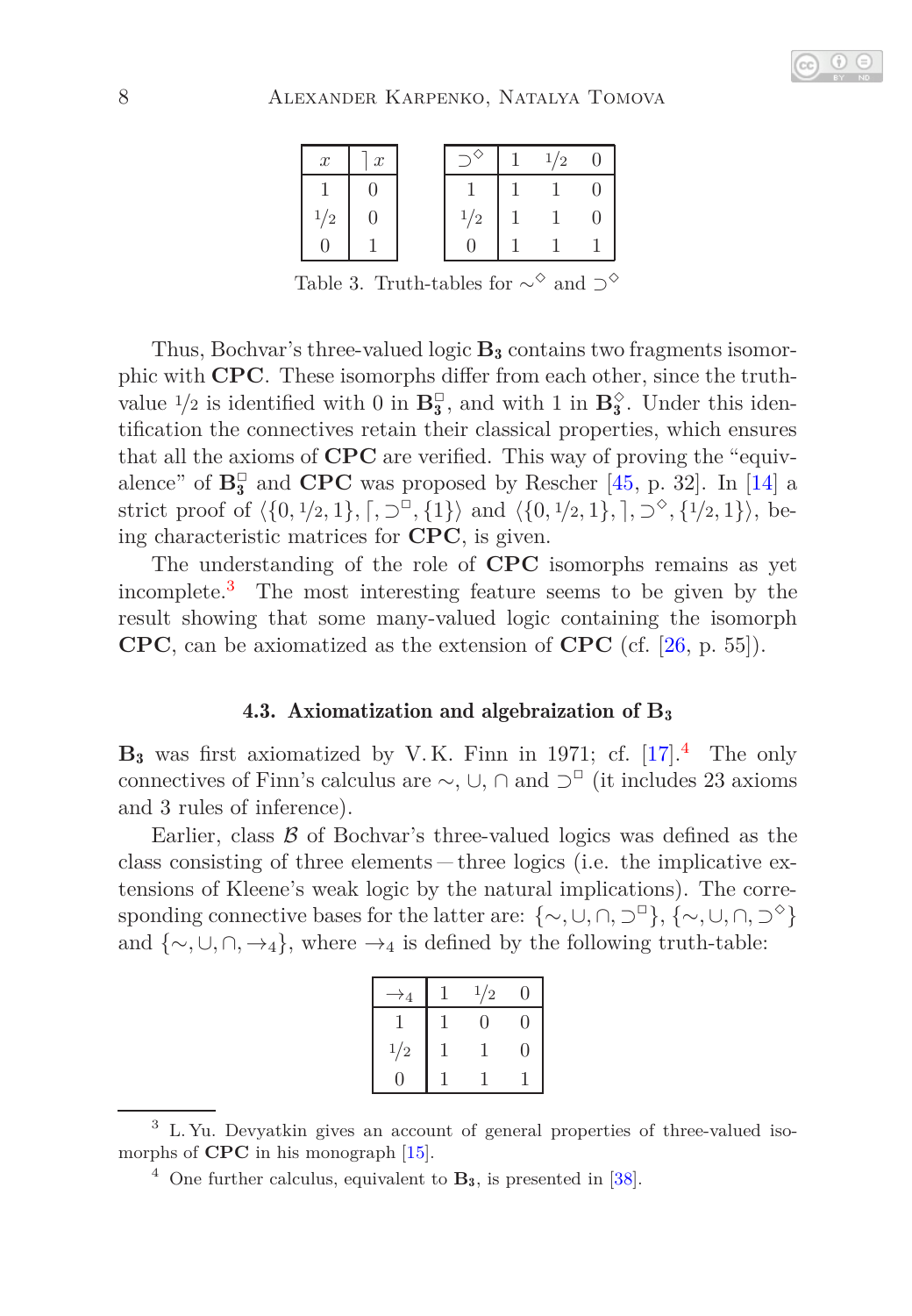| $x$ | $\rceil x$ |
|---|---|
| 1 | 0 |
| $1/2$ | 0 |
| 0 | 1 |

| $\supset^\diamond$ | 1 | $1/2$ | 0 |
|---|---|---|---|
| 1 | 1 | 1 | 0 |
| $1/2$ | 1 | 1 | 0 |
| 0 | 1 | 1 | 1 |

Table 3. Truth-tables for $\sim^\diamond$ and $\supset^\diamond$

Thus, Bochvar's three-valued logic $\mathbf{B_3}$ contains two fragments isomorphic with **CPC**. These isomorphs differ from each other, since the truth-value $1/2$ is identified with 0 in $\mathbf{B}_3^\square$, and with 1 in $\mathbf{B}_3^\diamond$. Under this identification the connectives retain their classical properties, which ensures that all the axioms of **CPC** are verified. This way of proving the "equivalence" of $\mathbf{B}_3^\square$ and **CPC** was proposed by Rescher [45, p. 32]. In [14] a strict proof of $\langle\{0, 1/2, 1\}, \lceil, \supset^\square, \{1\}\rangle$ and $\langle\{0, 1/2, 1\}, \rceil, \supset^\diamond, \{1/2, 1\}\rangle$, being characteristic matrices for **CPC**, is given.

The understanding of the role of **CPC** isomorphs remains as yet incomplete.[3] The most interesting feature seems to be given by the result showing that some many-valued logic containing the isomorph **CPC**, can be axiomatized as the extension of **CPC** (cf. [26, p. 55]).

### 4.3. Axiomatization and algebraization of $\mathbf{B_3}$

$\mathbf{B_3}$ was first axiomatized by V. K. Finn in 1971; cf. [17].[4] The only connectives of Finn's calculus are $\sim$, $\cup$, $\cap$ and $\supset^\square$ (it includes 23 axioms and 3 rules of inference).

Earlier, class $\mathcal{B}$ of Bochvar's three-valued logics was defined as the class consisting of three elements — three logics (i.e. the implicative extensions of Kleene's weak logic by the natural implications). The corresponding connective bases for the latter are: $\{\sim, \cup, \cap, \supset^\square\}$, $\{\sim, \cup, \cap, \supset^\diamond\}$ and $\{\sim, \cup, \cap, \rightarrow_4\}$, where $\rightarrow_4$ is defined by the following truth-table:

| $\rightarrow_4$ | 1 | $1/2$ | 0 |
|---|---|---|---|
| 1 | 1 | 0 | 0 |
| $1/2$ | 1 | 1 | 0 |
| 0 | 1 | 1 | 1 |

[3] L. Yu. Devyatkin gives an account of general properties of three-valued isomorphs of **CPC** in his monograph [15].

[4] One further calculus, equivalent to $\mathbf{B_3}$, is presented in [38].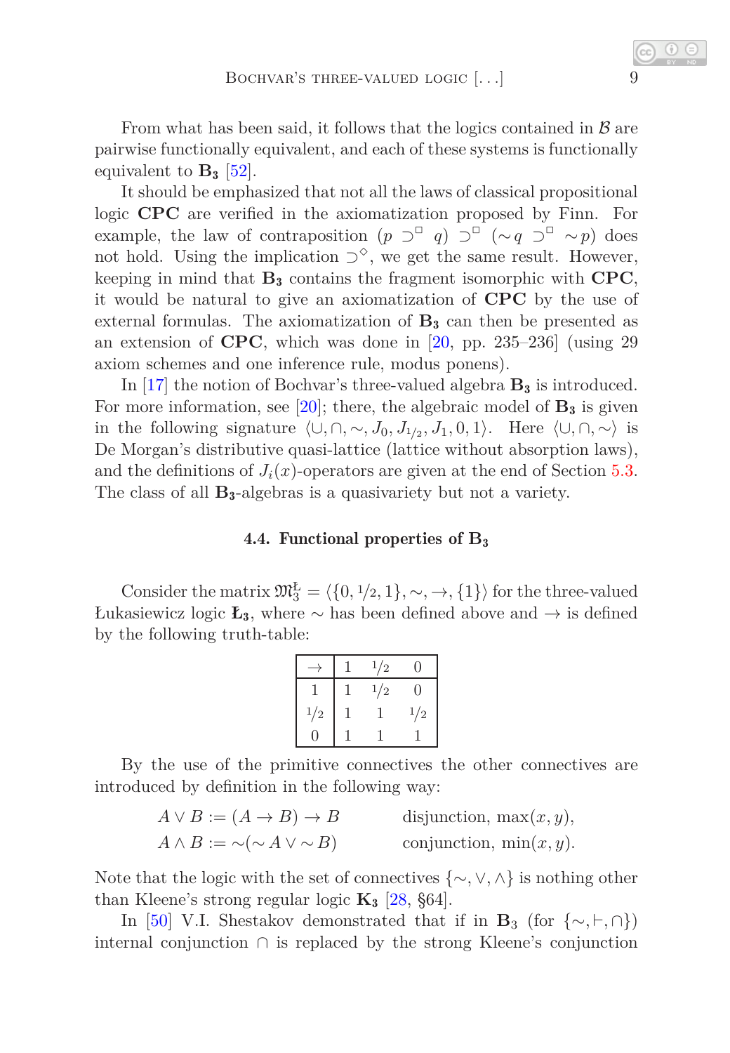From what has been said, it follows that the logics contained in $\mathcal{B}$ are pairwise functionally equivalent, and each of these systems is functionally equivalent to $\mathbf{B_3}$ [52].

It should be emphasized that not all the laws of classical propositional logic **CPC** are verified in the axiomatization proposed by Finn. For example, the law of contraposition $(p \supset^{\Box} q) \supset^{\Box} ({\sim} q \supset^{\Box} {\sim} p)$ does not hold. Using the implication $\supset^{\Diamond}$, we get the same result. However, keeping in mind that $\mathbf{B_3}$ contains the fragment isomorphic with **CPC**, it would be natural to give an axiomatization of **CPC** by the use of external formulas. The axiomatization of $\mathbf{B_3}$ can then be presented as an extension of **CPC**, which was done in [20, pp. 235–236] (using 29 axiom schemes and one inference rule, modus ponens).

In [17] the notion of Bochvar's three-valued algebra $\mathbf{B_3}$ is introduced. For more information, see [20]; there, the algebraic model of $\mathbf{B_3}$ is given in the following signature $\langle \cup, \cap, \sim, J_0, J_{1/2}, J_1, 0, 1 \rangle$. Here $\langle \cup, \cap, \sim \rangle$ is De Morgan's distributive quasi-lattice (lattice without absorption laws), and the definitions of $J_i(x)$-operators are given at the end of Section 5.3. The class of all $\mathbf{B_3}$-algebras is a quasivariety but not a variety.

### 4.4. Functional properties of $\mathbf{B_3}$

Consider the matrix $\mathfrak{M}_3^{\text{Ł}} = \langle \{0, 1/2, 1\}, \sim, \rightarrow, \{1\} \rangle$ for the three-valued Łukasiewicz logic $\mathbf{Ł_3}$, where $\sim$ has been defined above and $\rightarrow$ is defined by the following truth-table:

| $\rightarrow$ | 1 | 1/2 | 0 |
|---|---|---|---|
| 1 | 1 | 1/2 | 0 |
| 1/2 | 1 | 1 | 1/2 |
| 0 | 1 | 1 | 1 |

By the use of the primitive connectives the other connectives are introduced by definition in the following way:

$$A \vee B := (A \rightarrow B) \rightarrow B \qquad \text{disjunction, } \max(x, y),$$
$$A \wedge B := {\sim}({\sim} A \vee {\sim} B) \qquad \text{conjunction, } \min(x, y).$$

Note that the logic with the set of connectives $\{\sim, \vee, \wedge\}$ is nothing other than Kleene's strong regular logic $\mathbf{K_3}$ [28, §64].

In [50] V.I. Shestakov demonstrated that if in $\mathbf{B}_3$ (for $\{\sim, \vdash, \cap\}$) internal conjunction $\cap$ is replaced by the strong Kleene's conjunction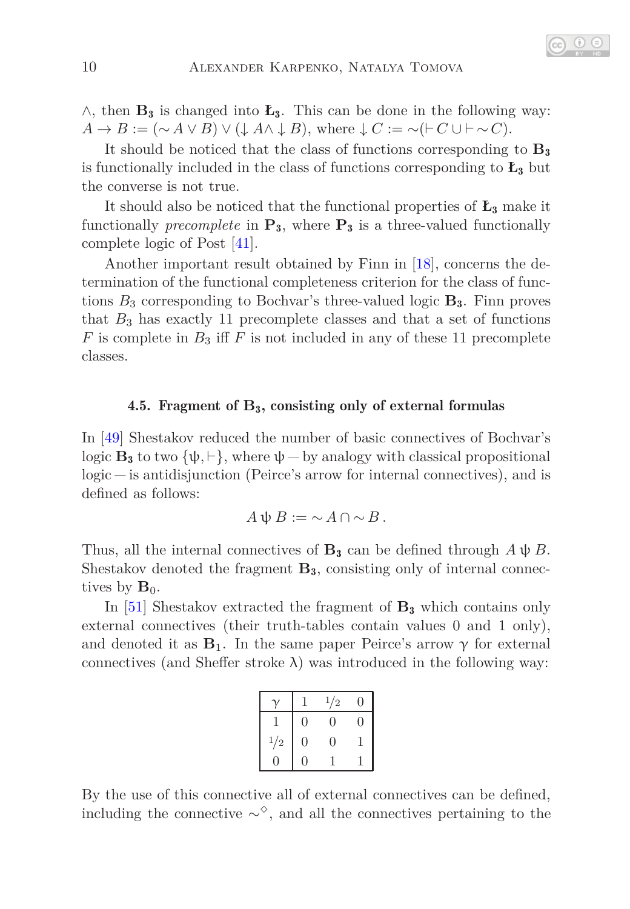∧, then $\mathbf{B_3}$ is changed into $\mathbf{Ł_3}$. This can be done in the following way: $A \to B := (\sim A \vee B) \vee (\downarrow A \wedge \downarrow B)$, where $\downarrow C := \sim(\vdash C \cup \vdash \sim C)$.

It should be noticed that the class of functions corresponding to $\mathbf{B_3}$ is functionally included in the class of functions corresponding to $\mathbf{Ł_3}$ but the converse is not true.

It should also be noticed that the functional properties of $\mathbf{Ł_3}$ make it functionally *precomplete* in $\mathbf{P_3}$, where $\mathbf{P_3}$ is a three-valued functionally complete logic of Post [41].

Another important result obtained by Finn in [18], concerns the determination of the functional completeness criterion for the class of functions $B_3$ corresponding to Bochvar's three-valued logic $\mathbf{B_3}$. Finn proves that $B_3$ has exactly 11 precomplete classes and that a set of functions $F$ is complete in $B_3$ iff $F$ is not included in any of these 11 precomplete classes.

### 4.5. Fragment of $\mathbf{B_3}$, consisting only of external formulas

In [49] Shestakov reduced the number of basic connectives of Bochvar's logic $\mathbf{B_3}$ to two $\{\psi, \vdash\}$, where $\psi$ — by analogy with classical propositional logic — is antidisjunction (Peirce's arrow for internal connectives), and is defined as follows:

$$A \,\psi\, B := \sim A \cap \sim B\,.$$

Thus, all the internal connectives of $\mathbf{B_3}$ can be defined through $A \,\psi\, B$. Shestakov denoted the fragment $\mathbf{B_3}$, consisting only of internal connectives by $\mathbf{B}_0$.

In [51] Shestakov extracted the fragment of $\mathbf{B_3}$ which contains only external connectives (their truth-tables contain values 0 and 1 only), and denoted it as $\mathbf{B}_1$. In the same paper Peirce's arrow $\gamma$ for external connectives (and Sheffer stroke $\lambda$) was introduced in the following way:

| $\gamma$ | 1 | 1/2 | 0 |
|---|---|---|---|
| 1 | 0 | 0 | 0 |
| 1/2 | 0 | 0 | 1 |
| 0 | 0 | 1 | 1 |

By the use of this connective all of external connectives can be defined, including the connective $\sim^{\diamond}$, and all the connectives pertaining to the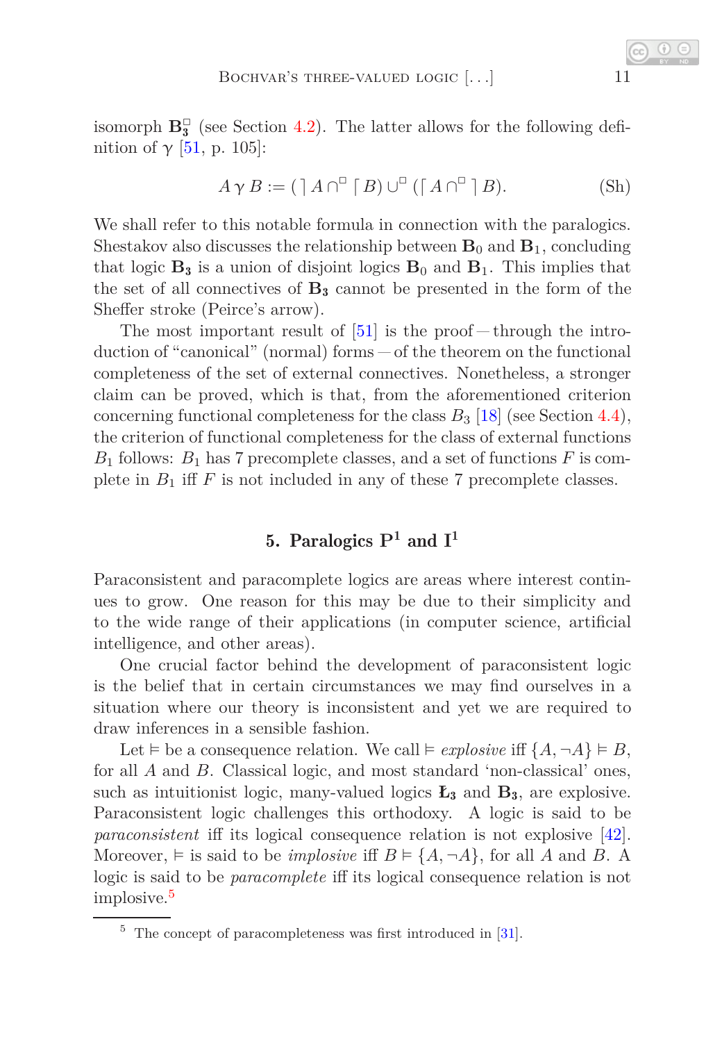isomorph $\mathbf{B}_3^{\square}$ (see Section 4.2). The latter allows for the following definition of $\gamma$ [51, p. 105]:

$$A \,\gamma\, B := (\rceil A \cap^{\square} \lceil B) \cup^{\square} (\lceil A \cap^{\square} \rceil B). \tag{Sh}$$

We shall refer to this notable formula in connection with the paralogics. Shestakov also discusses the relationship between $\mathbf{B}_0$ and $\mathbf{B}_1$, concluding that logic $\mathbf{B_3}$ is a union of disjoint logics $\mathbf{B}_0$ and $\mathbf{B}_1$. This implies that the set of all connectives of $\mathbf{B_3}$ cannot be presented in the form of the Sheffer stroke (Peirce's arrow).

The most important result of [51] is the proof — through the introduction of "canonical" (normal) forms — of the theorem on the functional completeness of the set of external connectives. Nonetheless, a stronger claim can be proved, which is that, from the aforementioned criterion concerning functional completeness for the class $B_3$ [18] (see Section 4.4), the criterion of functional completeness for the class of external functions $B_1$ follows: $B_1$ has 7 precomplete classes, and a set of functions $F$ is complete in $B_1$ iff $F$ is not included in any of these 7 precomplete classes.

## 5. Paralogics $\mathbf{P}^1$ and $\mathbf{I}^1$

Paraconsistent and paracomplete logics are areas where interest continues to grow. One reason for this may be due to their simplicity and to the wide range of their applications (in computer science, artificial intelligence, and other areas).

One crucial factor behind the development of paraconsistent logic is the belief that in certain circumstances we may find ourselves in a situation where our theory is inconsistent and yet we are required to draw inferences in a sensible fashion.

Let $\vDash$ be a consequence relation. We call $\vDash$ *explosive* iff $\{A, \neg A\} \vDash B$, for all $A$ and $B$. Classical logic, and most standard 'non-classical' ones, such as intuitionist logic, many-valued logics $\mathbf{Ł_3}$ and $\mathbf{B_3}$, are explosive. Paraconsistent logic challenges this orthodoxy. A logic is said to be *paraconsistent* iff its logical consequence relation is not explosive [42]. Moreover, $\vDash$ is said to be *implosive* iff $B \vDash \{A, \neg A\}$, for all $A$ and $B$. A logic is said to be *paracomplete* iff its logical consequence relation is not implosive.[5]

[5] The concept of paracompleteness was first introduced in [31].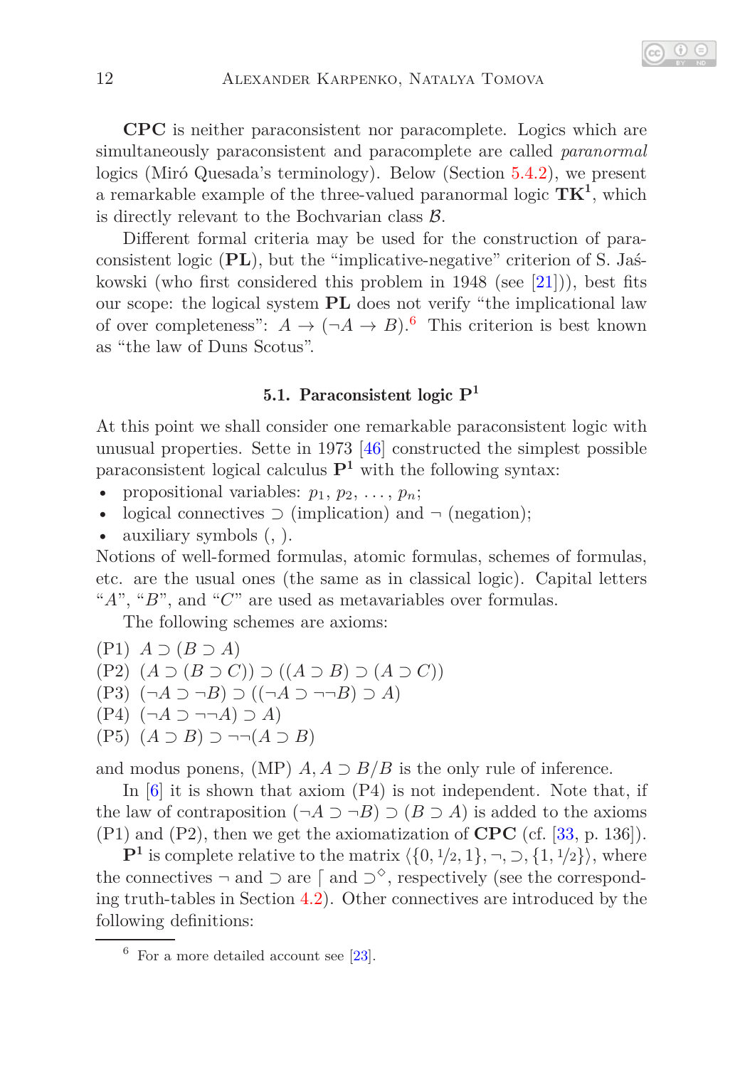**CPC** is neither paraconsistent nor paracomplete. Logics which are simultaneously paraconsistent and paracomplete are called *paranormal* logics (Miró Quesada's terminology). Below (Section 5.4.2), we present a remarkable example of the three-valued paranormal logic $\mathbf{TK^1}$, which is directly relevant to the Bochvarian class $\mathcal{B}$.

Different formal criteria may be used for the construction of paraconsistent logic (**PL**), but the "implicative-negative" criterion of S. Jaśkowski (who first considered this problem in 1948 (see [21])), best fits our scope: the logical system **PL** does not verify "the implicational law of over completeness": $A \to (\neg A \to B)$.[6] This criterion is best known as "the law of Duns Scotus".

### 5.1. Paraconsistent logic $\mathbf{P^1}$

At this point we shall consider one remarkable paraconsistent logic with unusual properties. Sette in 1973 [46] constructed the simplest possible paraconsistent logical calculus $\mathbf{P^1}$ with the following syntax:

- propositional variables: $p_1, p_2, \ldots, p_n$;
- logical connectives $\supset$ (implication) and $\neg$ (negation);
- auxiliary symbols (, ).

Notions of well-formed formulas, atomic formulas, schemes of formulas, etc. are the usual ones (the same as in classical logic). Capital letters "$A$", "$B$", and "$C$" are used as metavariables over formulas.

The following schemes are axioms:

(P1) $A \supset (B \supset A)$
(P2) $(A \supset (B \supset C)) \supset ((A \supset B) \supset (A \supset C))$
(P3) $(\neg A \supset \neg B) \supset ((\neg A \supset \neg\neg B) \supset A)$
(P4) $(\neg A \supset \neg\neg A) \supset A)$
(P5) $(A \supset B) \supset \neg\neg(A \supset B)$

and modus ponens, (MP) $A, A \supset B/B$ is the only rule of inference.

In [6] it is shown that axiom (P4) is not independent. Note that, if the law of contraposition $(\neg A \supset \neg B) \supset (B \supset A)$ is added to the axioms (P1) and (P2), then we get the axiomatization of **CPC** (cf. [33, p. 136]).

$\mathbf{P^1}$ is complete relative to the matrix $\langle\{0, 1/2, 1\}, \neg, \supset, \{1, 1/2\}\rangle$, where the connectives $\neg$ and $\supset$ are $\ulcorner$ and $\supset^{\diamond}$, respectively (see the corresponding truth-tables in Section 4.2). Other connectives are introduced by the following definitions:

[6] For a more detailed account see [23].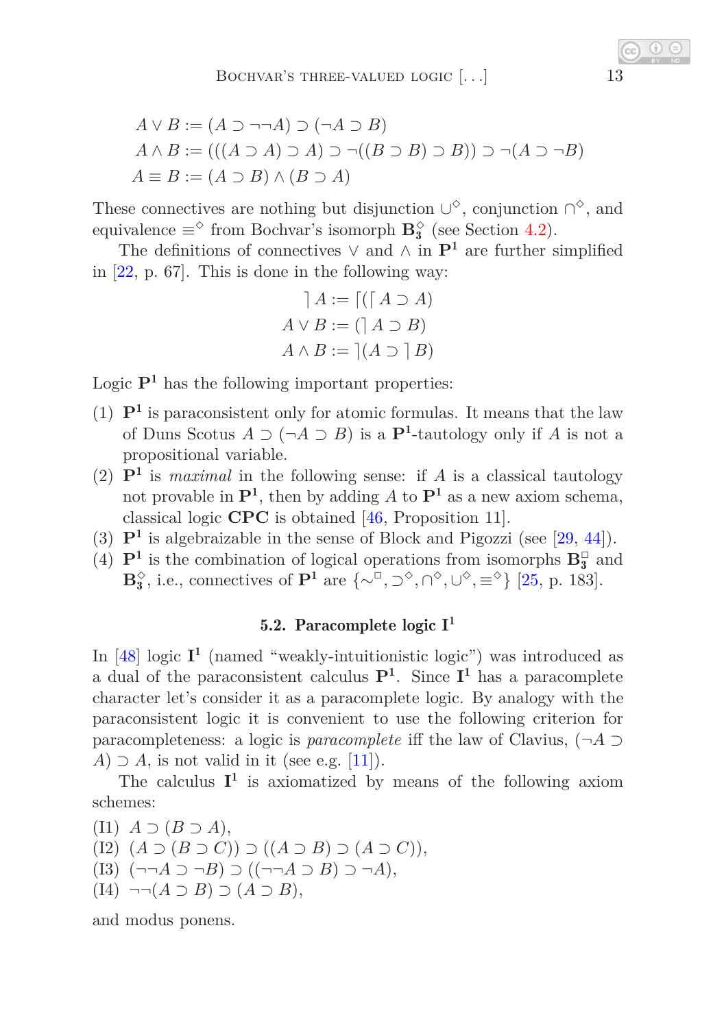$$A \vee B := (A \supset \neg\neg A) \supset (\neg A \supset B)$$
$$A \wedge B := (((A \supset A) \supset A) \supset \neg((B \supset B) \supset B)) \supset \neg(A \supset \neg B)$$
$$A \equiv B := (A \supset B) \wedge (B \supset A)$$

These connectives are nothing but disjunction $\cup^{\diamond}$, conjunction $\cap^{\diamond}$, and equivalence $\equiv^{\diamond}$ from Bochvar's isomorph $\mathbf{B}_3^{\diamond}$ (see Section 4.2).

The definitions of connectives $\vee$ and $\wedge$ in $\mathbf{P^1}$ are further simplified in [22, p. 67]. This is done in the following way:

$$\rceil A := \lceil(\lceil A \supset A)$$
$$A \vee B := (\rceil A \supset B)$$
$$A \wedge B := \rceil(A \supset \rceil B)$$

Logic $\mathbf{P^1}$ has the following important properties:

(1) $\mathbf{P^1}$ is paraconsistent only for atomic formulas. It means that the law of Duns Scotus $A \supset (\neg A \supset B)$ is a $\mathbf{P^1}$-tautology only if $A$ is not a propositional variable.

(2) $\mathbf{P^1}$ is *maximal* in the following sense: if $A$ is a classical tautology not provable in $\mathbf{P^1}$, then by adding $A$ to $\mathbf{P^1}$ as a new axiom schema, classical logic **CPC** is obtained [46, Proposition 11].

(3) $\mathbf{P^1}$ is algebraizable in the sense of Block and Pigozzi (see [29, 44]).

(4) $\mathbf{P^1}$ is the combination of logical operations from isomorphs $\mathbf{B}_3^{\square}$ and $\mathbf{B}_3^{\diamond}$, i.e., connectives of $\mathbf{P^1}$ are $\{\sim^{\square}, \supset^{\diamond}, \cap^{\diamond}, \cup^{\diamond}, \equiv^{\diamond}\}$ [25, p. 183].

### 5.2. Paracomplete logic $\mathbf{I^1}$

In [48] logic $\mathbf{I^1}$ (named "weakly-intuitionistic logic") was introduced as a dual of the paraconsistent calculus $\mathbf{P^1}$. Since $\mathbf{I^1}$ has a paracomplete character let's consider it as a paracomplete logic. By analogy with the paraconsistent logic it is convenient to use the following criterion for paracompleteness: a logic is *paracomplete* iff the law of Clavius, $(\neg A \supset A) \supset A$, is not valid in it (see e.g. [11]).

The calculus $\mathbf{I^1}$ is axiomatized by means of the following axiom schemes:

(I1) $A \supset (B \supset A)$,
(I2) $(A \supset (B \supset C)) \supset ((A \supset B) \supset (A \supset C))$,
(I3) $(\neg\neg A \supset \neg B) \supset ((\neg\neg A \supset B) \supset \neg A)$,
(I4) $\neg\neg(A \supset B) \supset (A \supset B)$,

and modus ponens.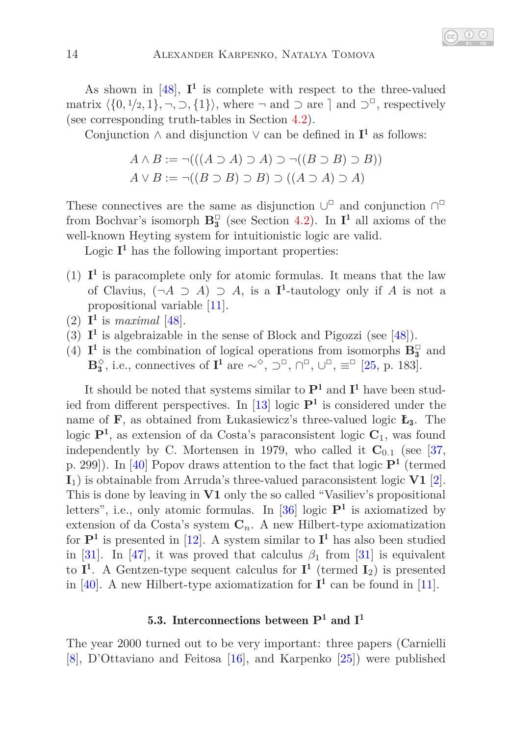As shown in [48], $\mathbf{I^1}$ is complete with respect to the three-valued matrix $\langle\{0, 1/2, 1\}, \neg, \supset, \{1\}\rangle$, where $\neg$ and $\supset$ are $\rceil$ and $\supset^{\Box}$, respectively (see corresponding truth-tables in Section 4.2).

Conjunction $\wedge$ and disjunction $\vee$ can be defined in $\mathbf{I^1}$ as follows:

$$A \wedge B := \neg(((A \supset A) \supset A) \supset \neg((B \supset B) \supset B))$$
$$A \vee B := \neg((B \supset B) \supset B) \supset ((A \supset A) \supset A)$$

These connectives are the same as disjunction $\cup^{\Box}$ and conjunction $\cap^{\Box}$ from Bochvar's isomorph $\mathbf{B_3^{\Box}}$ (see Section 4.2). In $\mathbf{I^1}$ all axioms of the well-known Heyting system for intuitionistic logic are valid.

Logic $\mathbf{I^1}$ has the following important properties:

(1) $\mathbf{I^1}$ is paracomplete only for atomic formulas. It means that the law of Clavius, $(\neg A \supset A) \supset A$, is a $\mathbf{I^1}$-tautology only if $A$ is not a propositional variable [11].
(2) $\mathbf{I^1}$ is *maximal* [48].
(3) $\mathbf{I^1}$ is algebraizable in the sense of Block and Pigozzi (see [48]).
(4) $\mathbf{I^1}$ is the combination of logical operations from isomorphs $\mathbf{B_3^{\Box}}$ and $\mathbf{B_3^{\Diamond}}$, i.e., connectives of $\mathbf{I^1}$ are $\sim^{\Diamond}$, $\supset^{\Box}$, $\cap^{\Box}$, $\cup^{\Box}$, $\equiv^{\Box}$ [25, p. 183].

It should be noted that systems similar to $\mathbf{P^1}$ and $\mathbf{I^1}$ have been studied from different perspectives. In [13] logic $\mathbf{P^1}$ is considered under the name of $\mathbf{F}$, as obtained from Łukasiewicz's three-valued logic $\mathbf{Ł_3}$. The logic $\mathbf{P^1}$, as extension of da Costa's paraconsistent logic $\mathbf{C}_1$, was found independently by C. Mortensen in 1979, who called it $\mathbf{C}_{0.1}$ (see [37, p. 299]). In [40] Popov draws attention to the fact that logic $\mathbf{P^1}$ (termed $\mathbf{I}_1$) is obtainable from Arruda's three-valued paraconsistent logic $\mathbf{V1}$ [2]. This is done by leaving in $\mathbf{V1}$ only the so called "Vasiliev's propositional letters", i.e., only atomic formulas. In [36] logic $\mathbf{P^1}$ is axiomatized by extension of da Costa's system $\mathbf{C}_n$. A new Hilbert-type axiomatization for $\mathbf{P^1}$ is presented in [12]. A system similar to $\mathbf{I^1}$ has also been studied in [31]. In [47], it was proved that calculus $\beta_1$ from [31] is equivalent to $\mathbf{I^1}$. A Gentzen-type sequent calculus for $\mathbf{I^1}$ (termed $\mathbf{I}_2$) is presented in [40]. A new Hilbert-type axiomatization for $\mathbf{I^1}$ can be found in [11].

### 5.3. Interconnections between $\mathbf{P^1}$ and $\mathbf{I^1}$

The year 2000 turned out to be very important: three papers (Carnielli [8], D'Ottaviano and Feitosa [16], and Karpenko [25]) were published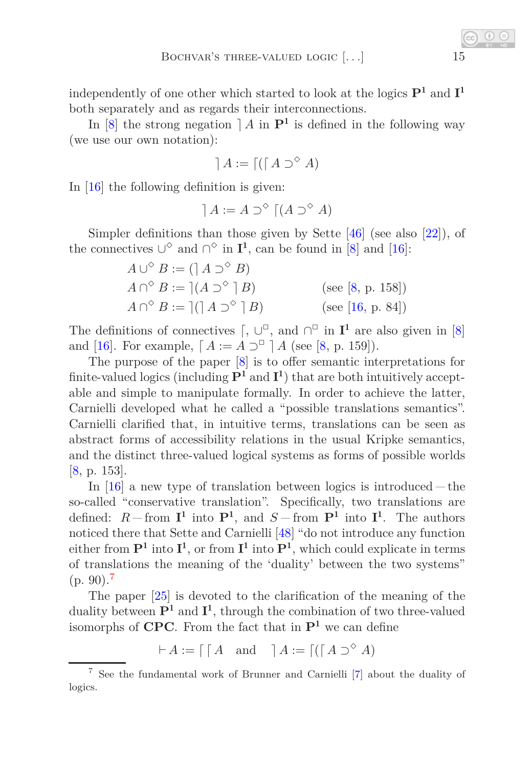independently of one other which started to look at the logics $\mathbf{P^1}$ and $\mathbf{I^1}$ both separately and as regards their interconnections.

In [8] the strong negation $\rceil A$ in $\mathbf{P^1}$ is defined in the following way (we use our own notation):

$$\rceil A := \lceil(\lceil A \supset^{\diamond} A)$$

In [16] the following definition is given:

$$\rceil A := A \supset^{\diamond} \lceil(A \supset^{\diamond} A)$$

Simpler definitions than those given by Sette [46] (see also [22]), of the connectives $\cup^{\diamond}$ and $\cap^{\diamond}$ in $\mathbf{I^1}$, can be found in [8] and [16]:

$$A \cup^{\diamond} B := (\rceil A \supset^{\diamond} B)$$

$$A \cap^{\diamond} B := \rceil(A \supset^{\diamond} \rceil B) \qquad \text{(see [8, p. 158])}$$

$$A \cap^{\diamond} B := \rceil(\rceil A \supset^{\diamond} \rceil B) \qquad \text{(see [16, p. 84])}$$

The definitions of connectives $\lceil$, $\cup^{\square}$, and $\cap^{\square}$ in $\mathbf{I^1}$ are also given in [8] and [16]. For example, $\lceil A := A \supset^{\square} \rceil A$ (see [8, p. 159]).

The purpose of the paper [8] is to offer semantic interpretations for finite-valued logics (including $\mathbf{P^1}$ and $\mathbf{I^1}$) that are both intuitively acceptable and simple to manipulate formally. In order to achieve the latter, Carnielli developed what he called a "possible translations semantics". Carnielli clarified that, in intuitive terms, translations can be seen as abstract forms of accessibility relations in the usual Kripke semantics, and the distinct three-valued logical systems as forms of possible worlds [8, p. 153].

In [16] a new type of translation between logics is introduced — the so-called "conservative translation". Specifically, two translations are defined: $R$ — from $\mathbf{I^1}$ into $\mathbf{P^1}$, and $S$ — from $\mathbf{P^1}$ into $\mathbf{I^1}$. The authors noticed there that Sette and Carnielli [48] "do not introduce any function either from $\mathbf{P^1}$ into $\mathbf{I^1}$, or from $\mathbf{I^1}$ into $\mathbf{P^1}$, which could explicate in terms of translations the meaning of the 'duality' between the two systems" (p. 90).[7]

The paper [25] is devoted to the clarification of the meaning of the duality between $\mathbf{P^1}$ and $\mathbf{I^1}$, through the combination of two three-valued isomorphs of **CPC**. From the fact that in $\mathbf{P^1}$ we can define

$$\vdash A := \lceil\lceil A \quad \text{and} \quad \rceil A := \lceil(\lceil A \supset^{\diamond} A)$$

[7] See the fundamental work of Brunner and Carnielli [7] about the duality of logics.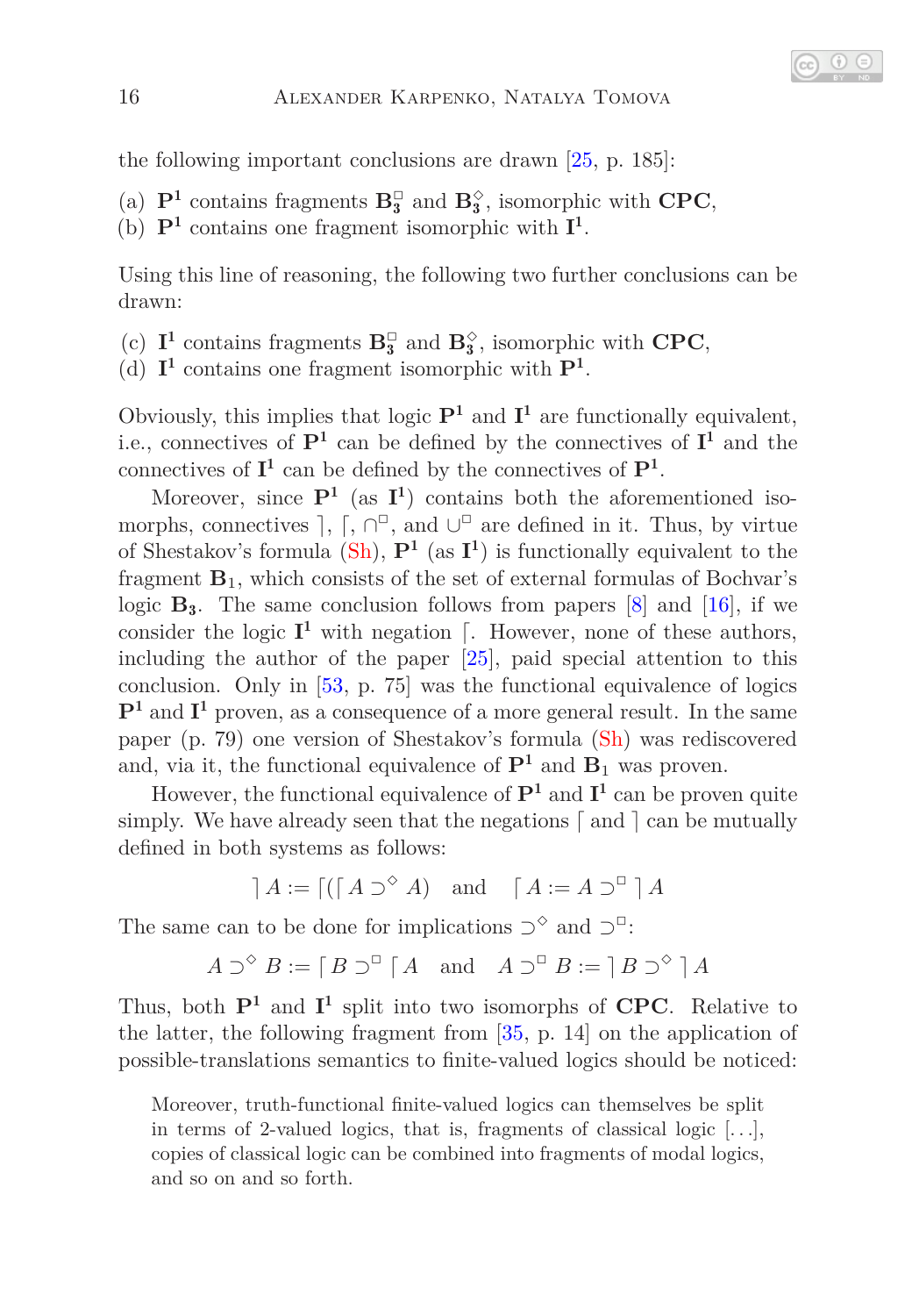the following important conclusions are drawn [25, p. 185]:

(a) $\mathbf{P^1}$ contains fragments $\mathbf{B_3^\Box}$ and $\mathbf{B_3^\Diamond}$, isomorphic with **CPC**,
(b) $\mathbf{P^1}$ contains one fragment isomorphic with $\mathbf{I^1}$.

Using this line of reasoning, the following two further conclusions can be drawn:

(c) $\mathbf{I^1}$ contains fragments $\mathbf{B_3^\Box}$ and $\mathbf{B_3^\Diamond}$, isomorphic with **CPC**,
(d) $\mathbf{I^1}$ contains one fragment isomorphic with $\mathbf{P^1}$.

Obviously, this implies that logic $\mathbf{P^1}$ and $\mathbf{I^1}$ are functionally equivalent, i.e., connectives of $\mathbf{P^1}$ can be defined by the connectives of $\mathbf{I^1}$ and the connectives of $\mathbf{I^1}$ can be defined by the connectives of $\mathbf{P^1}$.

Moreover, since $\mathbf{P^1}$ (as $\mathbf{I^1}$) contains both the aforementioned isomorphs, connectives $\rceil$, $\lceil$, $\cap^\Box$, and $\cup^\Box$ are defined in it. Thus, by virtue of Shestakov's formula (Sh), $\mathbf{P^1}$ (as $\mathbf{I^1}$) is functionally equivalent to the fragment $\mathbf{B}_1$, which consists of the set of external formulas of Bochvar's logic $\mathbf{B_3}$. The same conclusion follows from papers [8] and [16], if we consider the logic $\mathbf{I^1}$ with negation $\lceil$. However, none of these authors, including the author of the paper [25], paid special attention to this conclusion. Only in [53, p. 75] was the functional equivalence of logics $\mathbf{P^1}$ and $\mathbf{I^1}$ proven, as a consequence of a more general result. In the same paper (p. 79) one version of Shestakov's formula (Sh) was rediscovered and, via it, the functional equivalence of $\mathbf{P^1}$ and $\mathbf{B}_1$ was proven.

However, the functional equivalence of $\mathbf{P^1}$ and $\mathbf{I^1}$ can be proven quite simply. We have already seen that the negations $\lceil$ and $\rceil$ can be mutually defined in both systems as follows:

$$\rceil A := \lceil(\lceil A \supset^\Diamond A) \quad \text{and} \quad \lceil A := A \supset^\Box \rceil A$$

The same can to be done for implications $\supset^\Diamond$ and $\supset^\Box$:

$$A \supset^\Diamond B := \lceil B \supset^\Box \lceil A \quad \text{and} \quad A \supset^\Box B := \rceil B \supset^\Diamond \rceil A$$

Thus, both $\mathbf{P^1}$ and $\mathbf{I^1}$ split into two isomorphs of **CPC**. Relative to the latter, the following fragment from [35, p. 14] on the application of possible-translations semantics to finite-valued logics should be noticed:

> Moreover, truth-functional finite-valued logics can themselves be split in terms of 2-valued logics, that is, fragments of classical logic [...], copies of classical logic can be combined into fragments of modal logics, and so on and so forth.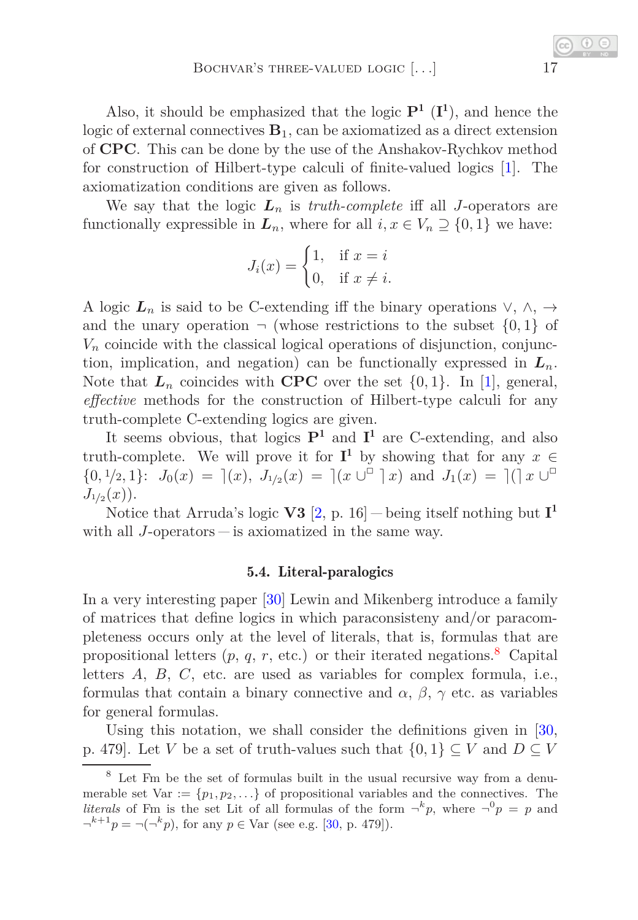Also, it should be emphasized that the logic $\mathbf{P^1}$ ($\mathbf{I^1}$), and hence the logic of external connectives $\mathbf{B}_1$, can be axiomatized as a direct extension of **CPC**. This can be done by the use of the Anshakov-Rychkov method for construction of Hilbert-type calculi of finite-valued logics [1]. The axiomatization conditions are given as follows.

We say that the logic $\boldsymbol{L}_n$ is *truth-complete* iff all $J$-operators are functionally expressible in $\boldsymbol{L}_n$, where for all $i, x \in V_n \supseteq \{0, 1\}$ we have:

$$J_i(x) = \begin{cases} 1, & \text{if } x = i \\ 0, & \text{if } x \neq i. \end{cases}$$

A logic $\boldsymbol{L}_n$ is said to be C-extending iff the binary operations $\vee$, $\wedge$, $\rightarrow$ and the unary operation $\neg$ (whose restrictions to the subset $\{0, 1\}$ of $V_n$ coincide with the classical logical operations of disjunction, conjunction, implication, and negation) can be functionally expressed in $\boldsymbol{L}_n$. Note that $\boldsymbol{L}_n$ coincides with **CPC** over the set $\{0, 1\}$. In [1], general, *effective* methods for the construction of Hilbert-type calculi for any truth-complete C-extending logics are given.

It seems obvious, that logics $\mathbf{P^1}$ and $\mathbf{I^1}$ are C-extending, and also truth-complete. We will prove it for $\mathbf{I^1}$ by showing that for any $x \in \{0, 1/2, 1\}$: $J_0(x) = \rceil(x)$, $J_{1/2}(x) = \rceil(x \cup^{\square} \rceil x)$ and $J_1(x) = \rceil(\rceil x \cup^{\square} J_{1/2}(x))$.

Notice that Arruda's logic **V3** [2, p. 16] — being itself nothing but $\mathbf{I^1}$ with all $J$-operators — is axiomatized in the same way.

### 5.4. Literal-paralogics

In a very interesting paper [30] Lewin and Mikenberg introduce a family of matrices that define logics in which paraconsisteny and/or paracompleteness occurs only at the level of literals, that is, formulas that are propositional letters ($p$, $q$, $r$, etc.) or their iterated negations.[8] Capital letters $A$, $B$, $C$, etc. are used as variables for complex formula, i.e., formulas that contain a binary connective and $\alpha$, $\beta$, $\gamma$ etc. as variables for general formulas.

Using this notation, we shall consider the definitions given in [30, p. 479]. Let $V$ be a set of truth-values such that $\{0, 1\} \subseteq V$ and $D \subseteq V$

---

[8] Let Fm be the set of formulas built in the usual recursive way from a denumerable set Var $:= \{p_1, p_2, \dots\}$ of propositional variables and the connectives. The *literals* of Fm is the set Lit of all formulas of the form $\neg^k p$, where $\neg^0 p = p$ and $\neg^{k+1} p = \neg(\neg^k p)$, for any $p \in$ Var (see e.g. [30, p. 479]).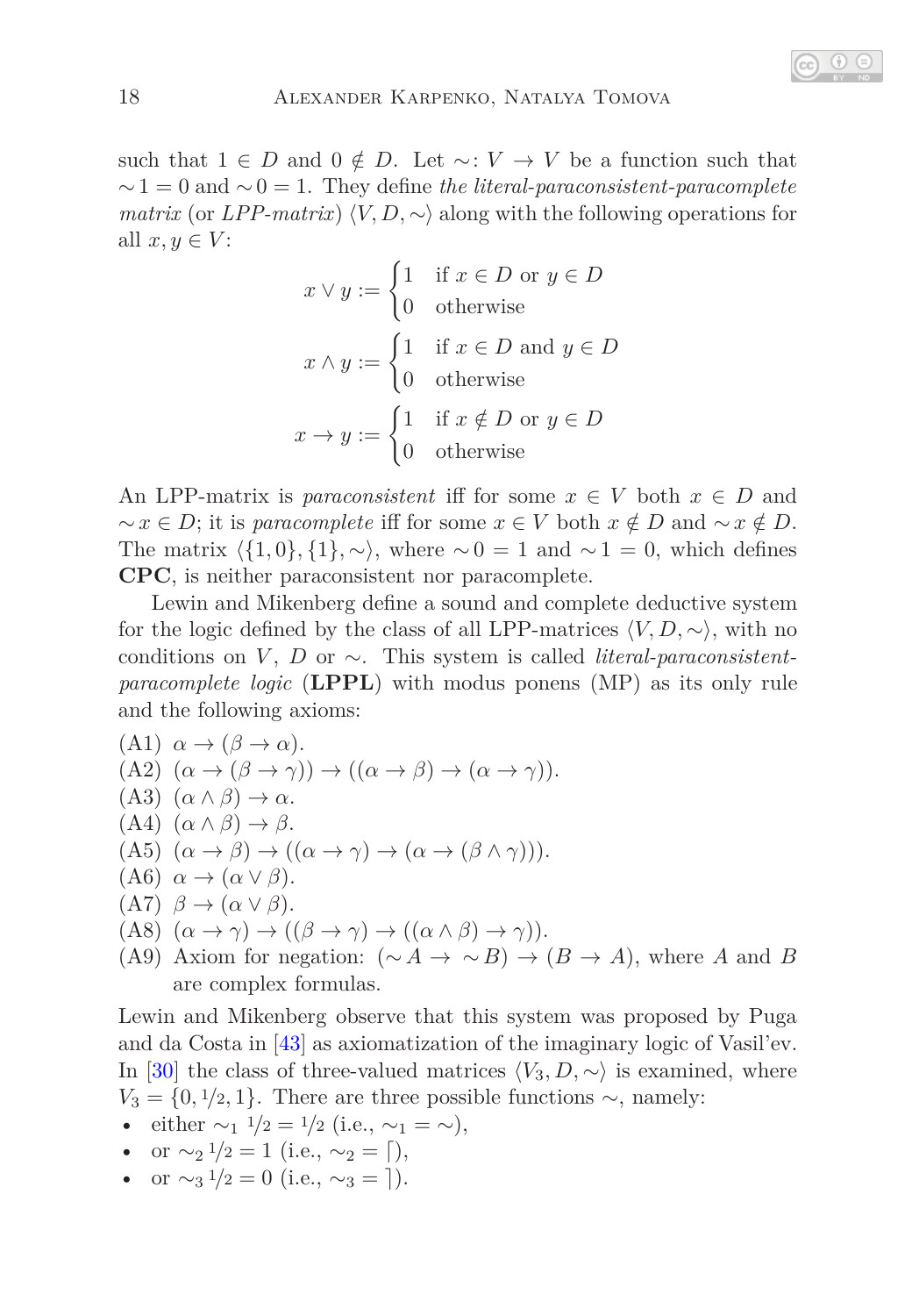such that $1 \in D$ and $0 \notin D$. Let $\sim: V \to V$ be a function such that $\sim 1 = 0$ and $\sim 0 = 1$. They define *the literal-paraconsistent-paracomplete matrix* (or *LPP-matrix*) $\langle V, D, \sim \rangle$ along with the following operations for all $x, y \in V$:

$$x \vee y := \begin{cases} 1 & \text{if } x \in D \text{ or } y \in D \\ 0 & \text{otherwise} \end{cases}$$

$$x \wedge y := \begin{cases} 1 & \text{if } x \in D \text{ and } y \in D \\ 0 & \text{otherwise} \end{cases}$$

$$x \to y := \begin{cases} 1 & \text{if } x \notin D \text{ or } y \in D \\ 0 & \text{otherwise} \end{cases}$$

An LPP-matrix is *paraconsistent* iff for some $x \in V$ both $x \in D$ and $\sim x \in D$; it is *paracomplete* iff for some $x \in V$ both $x \notin D$ and $\sim x \notin D$. The matrix $\langle \{1, 0\}, \{1\}, \sim \rangle$, where $\sim 0 = 1$ and $\sim 1 = 0$, which defines **CPC**, is neither paraconsistent nor paracomplete.

Lewin and Mikenberg define a sound and complete deductive system for the logic defined by the class of all LPP-matrices $\langle V, D, \sim \rangle$, with no conditions on $V$, $D$ or $\sim$. This system is called *literal-paraconsistent-paracomplete logic* (**LPPL**) with modus ponens (MP) as its only rule and the following axioms:

(A1) $\alpha \to (\beta \to \alpha)$.
(A2) $(\alpha \to (\beta \to \gamma)) \to ((\alpha \to \beta) \to (\alpha \to \gamma))$.
(A3) $(\alpha \wedge \beta) \to \alpha$.
(A4) $(\alpha \wedge \beta) \to \beta$.
(A5) $(\alpha \to \beta) \to ((\alpha \to \gamma) \to (\alpha \to (\beta \wedge \gamma)))$.
(A6) $\alpha \to (\alpha \vee \beta)$.
(A7) $\beta \to (\alpha \vee \beta)$.
(A8) $(\alpha \to \gamma) \to ((\beta \to \gamma) \to ((\alpha \wedge \beta) \to \gamma))$.
(A9) Axiom for negation: $(\sim A \to \sim B) \to (B \to A)$, where $A$ and $B$ are complex formulas.

Lewin and Mikenberg observe that this system was proposed by Puga and da Costa in [43] as axiomatization of the imaginary logic of Vasil'ev. In [30] the class of three-valued matrices $\langle V_3, D, \sim \rangle$ is examined, where $V_3 = \{0, 1/2, 1\}$. There are three possible functions $\sim$, namely:

- either $\sim_1 1/2 = 1/2$ (i.e., $\sim_1 = \sim$),
- or $\sim_2 1/2 = 1$ (i.e., $\sim_2 = \lceil$),
- or $\sim_3 1/2 = 0$ (i.e., $\sim_3 = \rceil$).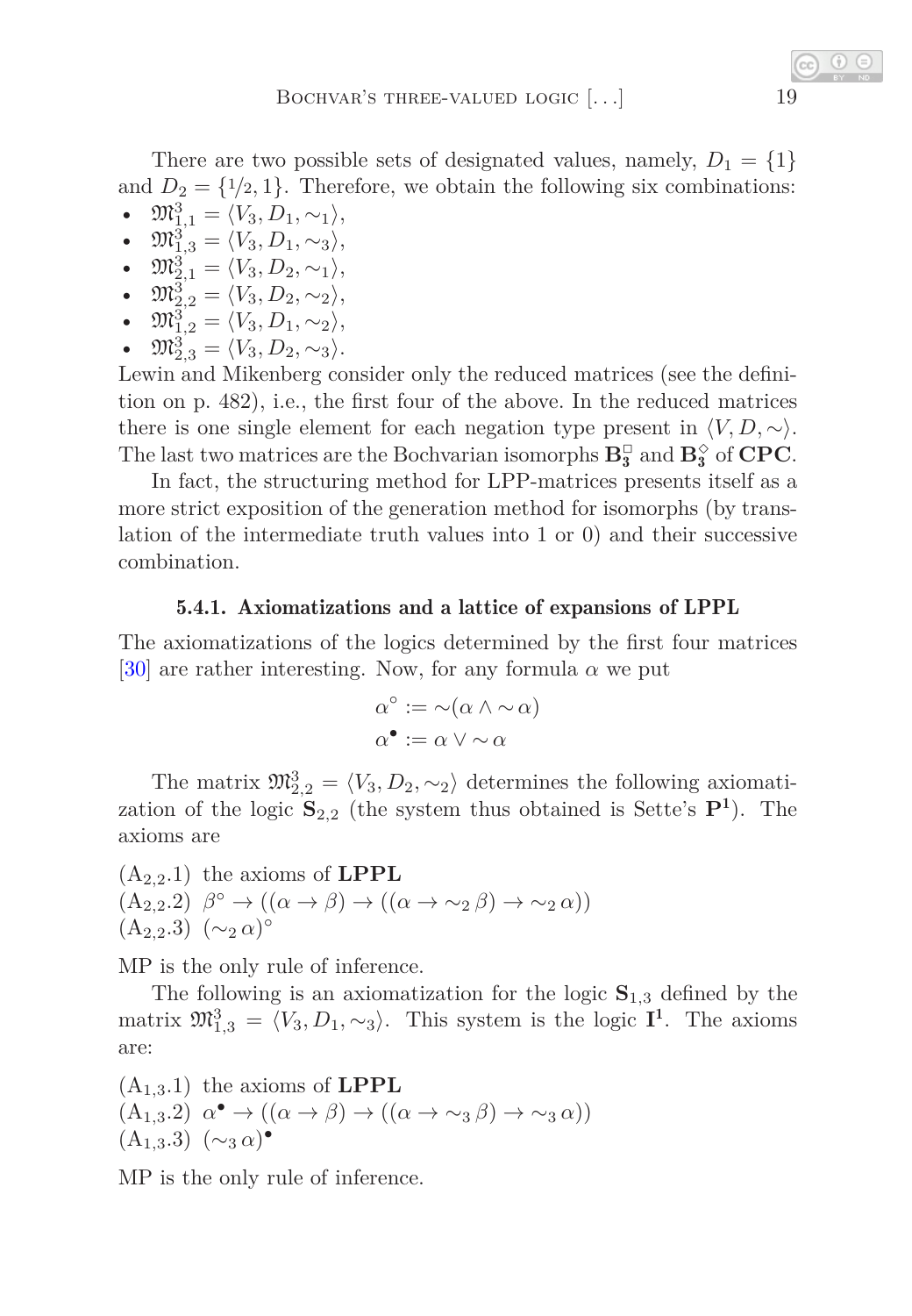There are two possible sets of designated values, namely, $D_1 = \{1\}$ and $D_2 = \{1/2, 1\}$. Therefore, we obtain the following six combinations:

- $\mathfrak{M}^3_{1,1} = \langle V_3, D_1, \sim_1 \rangle$,
- $\mathfrak{M}^3_{1,3} = \langle V_3, D_1, \sim_3 \rangle$,
- $\mathfrak{M}^3_{2,1} = \langle V_3, D_2, \sim_1 \rangle$,
- $\mathfrak{M}^3_{2,2} = \langle V_3, D_2, \sim_2 \rangle$,
- $\mathfrak{M}^3_{1,2} = \langle V_3, D_1, \sim_2 \rangle$,
- $\mathfrak{M}^3_{2,3} = \langle V_3, D_2, \sim_3 \rangle$.

Lewin and Mikenberg consider only the reduced matrices (see the definition on p. 482), i.e., the first four of the above. In the reduced matrices there is one single element for each negation type present in $\langle V, D, \sim \rangle$. The last two matrices are the Bochvarian isomorphs $\mathbf{B}^{\Box}_{\mathbf{3}}$ and $\mathbf{B}^{\Diamond}_{\mathbf{3}}$ of **CPC**.

In fact, the structuring method for LPP-matrices presents itself as a more strict exposition of the generation method for isomorphs (by translation of the intermediate truth values into 1 or 0) and their successive combination.

### 5.4.1. Axiomatizations and a lattice of expansions of LPPL

The axiomatizations of the logics determined by the first four matrices [30] are rather interesting. Now, for any formula $\alpha$ we put

$$\alpha^\circ := \sim(\alpha \wedge \sim \alpha)$$
$$\alpha^\bullet := \alpha \vee \sim \alpha$$

The matrix $\mathfrak{M}^3_{2,2} = \langle V_3, D_2, \sim_2 \rangle$ determines the following axiomatization of the logic $\mathbf{S}_{2,2}$ (the system thus obtained is Sette's $\mathbf{P^1}$). The axioms are

($\mathrm{A}_{2,2}$.1) the axioms of **LPPL**
($\mathrm{A}_{2,2}$.2) $\beta^\circ \to ((\alpha \to \beta) \to ((\alpha \to \sim_2 \beta) \to \sim_2 \alpha))$
($\mathrm{A}_{2,2}$.3) $(\sim_2 \alpha)^\circ$

MP is the only rule of inference.

The following is an axiomatization for the logic $\mathbf{S}_{1,3}$ defined by the matrix $\mathfrak{M}^3_{1,3} = \langle V_3, D_1, \sim_3 \rangle$. This system is the logic $\mathbf{I^1}$. The axioms are:

($\mathrm{A}_{1,3}$.1) the axioms of **LPPL**
($\mathrm{A}_{1,3}$.2) $\alpha^\bullet \to ((\alpha \to \beta) \to ((\alpha \to \sim_3 \beta) \to \sim_3 \alpha))$
($\mathrm{A}_{1,3}$.3) $(\sim_3 \alpha)^\bullet$

MP is the only rule of inference.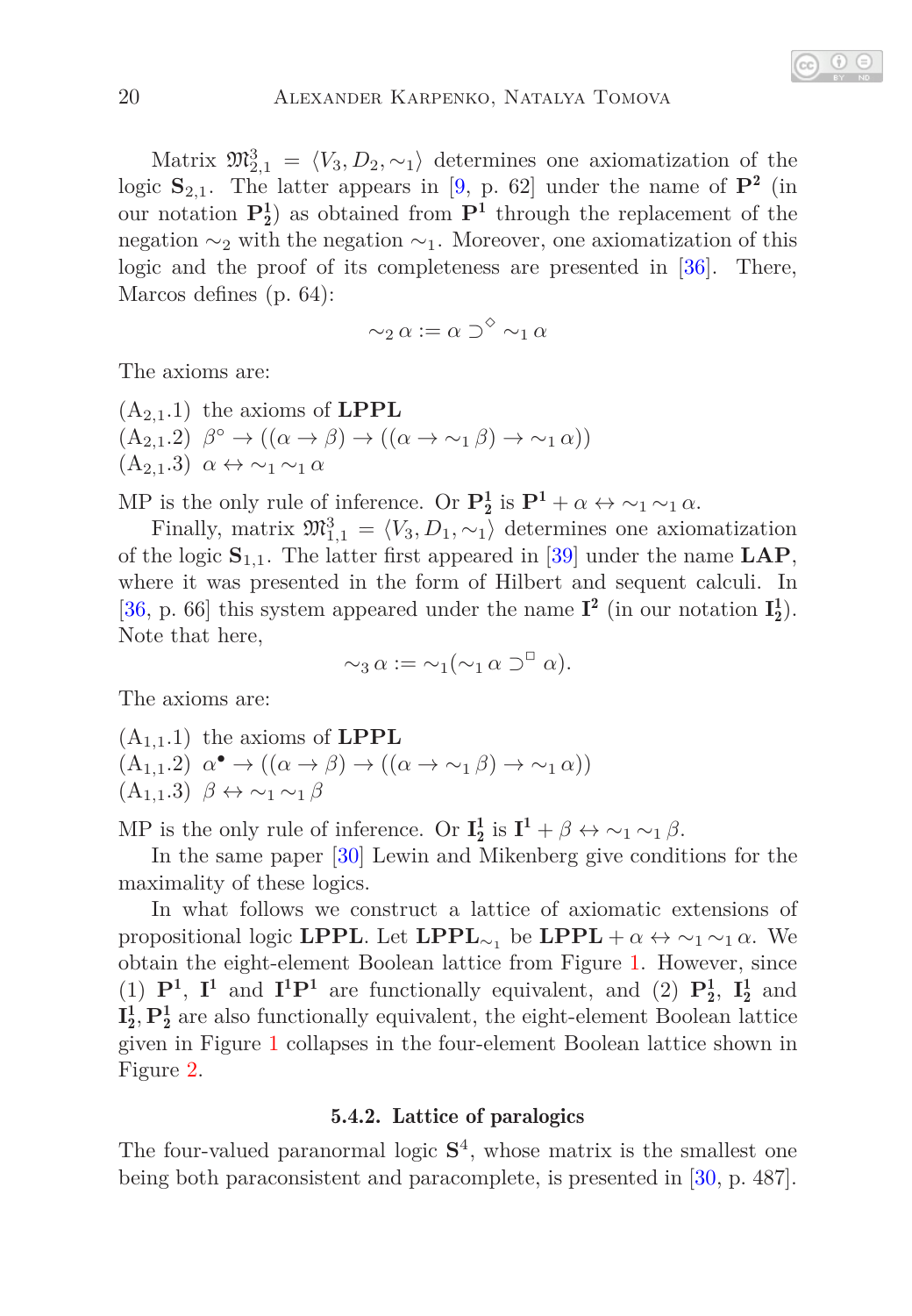Matrix $\mathfrak{M}^3_{2,1} = \langle V_3, D_2, \sim_1 \rangle$ determines one axiomatization of the logic $\mathbf{S}_{2,1}$. The latter appears in [9, p. 62] under the name of $\mathbf{P^2}$ (in our notation $\mathbf{P^1_2}$) as obtained from $\mathbf{P^1}$ through the replacement of the negation $\sim_2$ with the negation $\sim_1$. Moreover, one axiomatization of this logic and the proof of its completeness are presented in [36]. There, Marcos defines (p. 64):

$$\sim_2 \alpha := \alpha \supset^{\diamond} \sim_1 \alpha$$

The axioms are:

($\mathrm{A}_{2,1}$.1) the axioms of **LPPL**
($\mathrm{A}_{2,1}$.2) $\beta^{\circ} \to ((\alpha \to \beta) \to ((\alpha \to \sim_1 \beta) \to \sim_1 \alpha))$
($\mathrm{A}_{2,1}$.3) $\alpha \leftrightarrow \sim_1 \sim_1 \alpha$

MP is the only rule of inference. Or $\mathbf{P^1_2}$ is $\mathbf{P^1} + \alpha \leftrightarrow \sim_1 \sim_1 \alpha$.

Finally, matrix $\mathfrak{M}^3_{1,1} = \langle V_3, D_1, \sim_1 \rangle$ determines one axiomatization of the logic $\mathbf{S}_{1,1}$. The latter first appeared in [39] under the name **LAP**, where it was presented in the form of Hilbert and sequent calculi. In [36, p. 66] this system appeared under the name $\mathbf{I^2}$ (in our notation $\mathbf{I^1_2}$). Note that here,

$$\sim_3 \alpha := \sim_1(\sim_1 \alpha \supset^{\Box} \alpha).$$

The axioms are:

($\mathrm{A}_{1,1}$.1) the axioms of **LPPL**
($\mathrm{A}_{1,1}$.2) $\alpha^{\bullet} \to ((\alpha \to \beta) \to ((\alpha \to \sim_1 \beta) \to \sim_1 \alpha))$
($\mathrm{A}_{1,1}$.3) $\beta \leftrightarrow \sim_1 \sim_1 \beta$

MP is the only rule of inference. Or $\mathbf{I^1_2}$ is $\mathbf{I^1} + \beta \leftrightarrow \sim_1 \sim_1 \beta$.

In the same paper [30] Lewin and Mikenberg give conditions for the maximality of these logics.

In what follows we construct a lattice of axiomatic extensions of propositional logic **LPPL**. Let $\mathbf{LPPL}_{\sim_1}$ be $\mathbf{LPPL} + \alpha \leftrightarrow \sim_1 \sim_1 \alpha$. We obtain the eight-element Boolean lattice from Figure 1. However, since (1) $\mathbf{P^1}$, $\mathbf{I^1}$ and $\mathbf{I^1P^1}$ are functionally equivalent, and (2) $\mathbf{P^1_2}$, $\mathbf{I^1_2}$ and $\mathbf{I^1_2}, \mathbf{P^1_2}$ are also functionally equivalent, the eight-element Boolean lattice given in Figure 1 collapses in the four-element Boolean lattice shown in Figure 2.

### 5.4.2. Lattice of paralogics

The four-valued paranormal logic $\mathbf{S}^4$, whose matrix is the smallest one being both paraconsistent and paracomplete, is presented in [30, p. 487].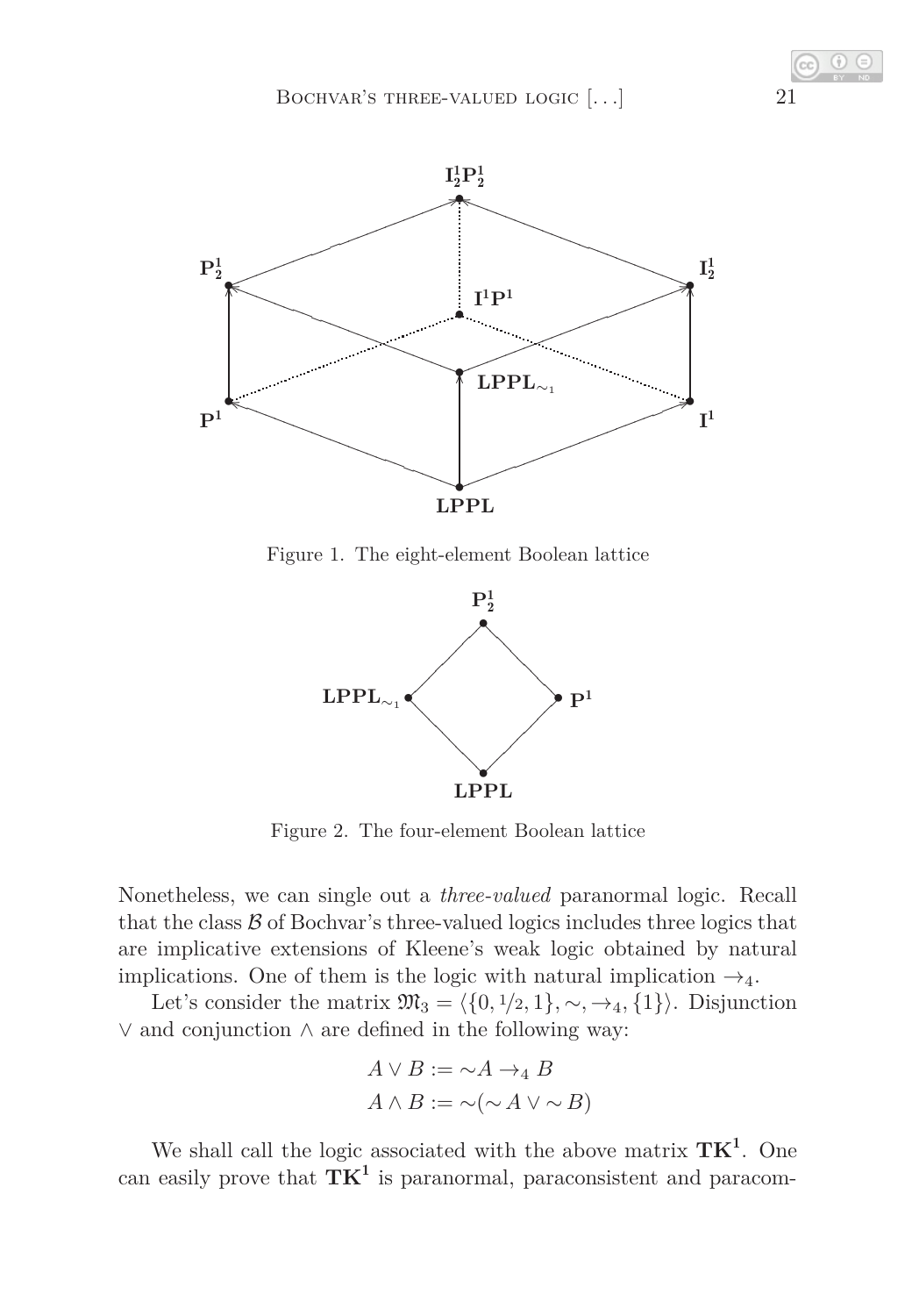Figure 1. The eight-element Boolean lattice

Figure 2. The four-element Boolean lattice

Nonetheless, we can single out a *three-valued* paranormal logic. Recall that the class $\mathcal{B}$ of Bochvar's three-valued logics includes three logics that are implicative extensions of Kleene's weak logic obtained by natural implications. One of them is the logic with natural implication $\rightarrow_4$.

Let's consider the matrix $\mathfrak{M}_3 = \langle \{0, {}^1\!/_2, 1\}, \sim, \rightarrow_4, \{1\}\rangle$. Disjunction $\vee$ and conjunction $\wedge$ are defined in the following way:

$$A \vee B := \sim A \rightarrow_4 B$$
$$A \wedge B := \sim(\sim A \vee \sim B)$$

We shall call the logic associated with the above matrix $\mathbf{TK^1}$. One can easily prove that $\mathbf{TK^1}$ is paranormal, paraconsistent and paracom-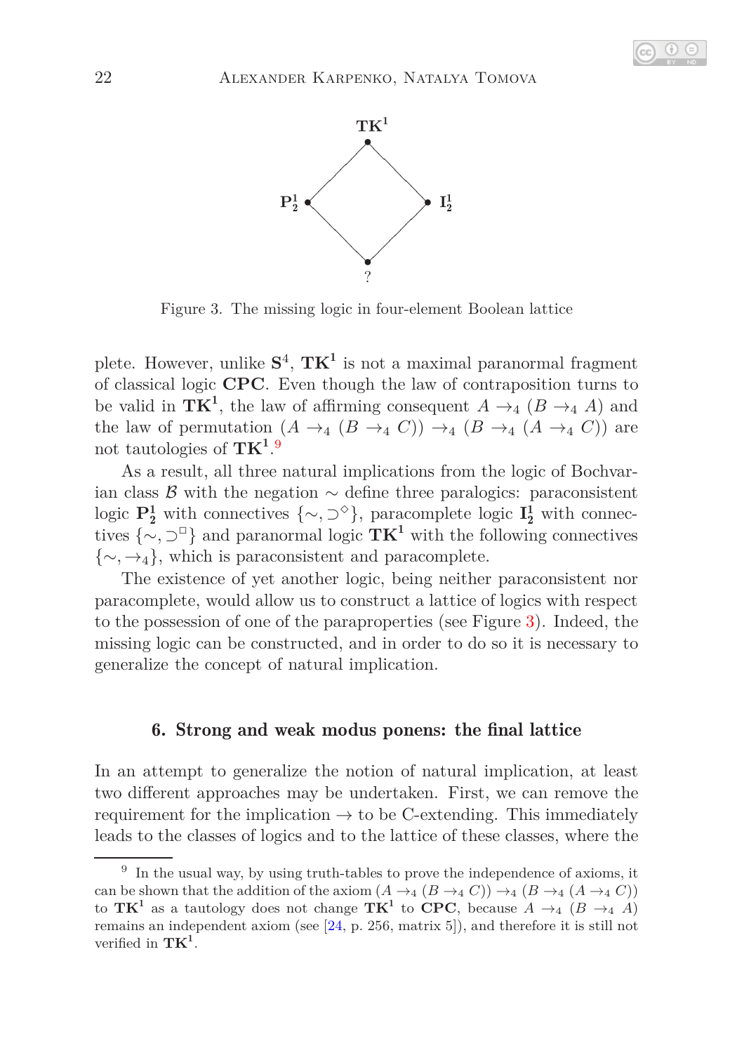Figure 3. The missing logic in four-element Boolean lattice

plete. However, unlike $\mathbf{S}^4$, $\mathbf{TK^1}$ is not a maximal paranormal fragment of classical logic **CPC**. Even though the law of contraposition turns to be valid in $\mathbf{TK^1}$, the law of affirming consequent $A \to_4 (B \to_4 A)$ and the law of permutation $(A \to_4 (B \to_4 C)) \to_4 (B \to_4 (A \to_4 C))$ are not tautologies of $\mathbf{TK^1}$.[9]

As a result, all three natural implications from the logic of Bochvarian class $\mathcal{B}$ with the negation $\sim$ define three paralogics: paraconsistent logic $\mathbf{P^1_2}$ with connectives $\{\sim, \supset^\diamond\}$, paracomplete logic $\mathbf{I^1_2}$ with connectives $\{\sim, \supset^\square\}$ and paranormal logic $\mathbf{TK^1}$ with the following connectives $\{\sim, \to_4\}$, which is paraconsistent and paracomplete.

The existence of yet another logic, being neither paraconsistent nor paracomplete, would allow us to construct a lattice of logics with respect to the possession of one of the paraproperties (see Figure 3). Indeed, the missing logic can be constructed, and in order to do so it is necessary to generalize the concept of natural implication.

## 6. Strong and weak modus ponens: the final lattice

In an attempt to generalize the notion of natural implication, at least two different approaches may be undertaken. First, we can remove the requirement for the implication $\to$ to be C-extending. This immediately leads to the classes of logics and to the lattice of these classes, where the

[9] In the usual way, by using truth-tables to prove the independence of axioms, it can be shown that the addition of the axiom $(A \to_4 (B \to_4 C)) \to_4 (B \to_4 (A \to_4 C))$ to $\mathbf{TK^1}$ as a tautology does not change $\mathbf{TK^1}$ to **CPC**, because $A \to_4 (B \to_4 A)$ remains an independent axiom (see [24, p. 256, matrix 5]), and therefore it is still not verified in $\mathbf{TK^1}$.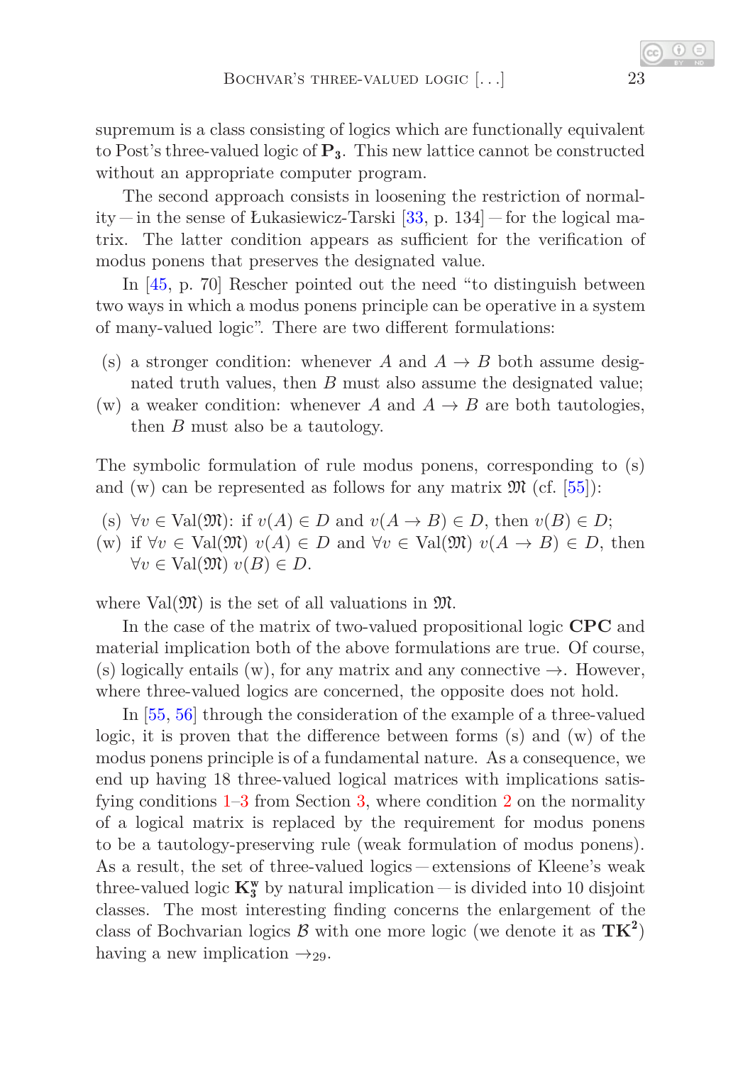supremum is a class consisting of logics which are functionally equivalent to Post's three-valued logic of $\mathbf{P_3}$. This new lattice cannot be constructed without an appropriate computer program.

The second approach consists in loosening the restriction of normality — in the sense of Łukasiewicz-Tarski [33, p. 134] — for the logical matrix. The latter condition appears as sufficient for the verification of modus ponens that preserves the designated value.

In [45, p. 70] Rescher pointed out the need "to distinguish between two ways in which a modus ponens principle can be operative in a system of many-valued logic". There are two different formulations:

(s) a stronger condition: whenever $A$ and $A \to B$ both assume designated truth values, then $B$ must also assume the designated value;

(w) a weaker condition: whenever $A$ and $A \to B$ are both tautologies, then $B$ must also be a tautology.

The symbolic formulation of rule modus ponens, corresponding to (s) and (w) can be represented as follows for any matrix $\mathfrak{M}$ (cf. [55]):

(s) $\forall v \in \mathrm{Val}(\mathfrak{M})$: if $v(A) \in D$ and $v(A \to B) \in D$, then $v(B) \in D$;

(w) if $\forall v \in \mathrm{Val}(\mathfrak{M})$ $v(A) \in D$ and $\forall v \in \mathrm{Val}(\mathfrak{M})$ $v(A \to B) \in D$, then $\forall v \in \mathrm{Val}(\mathfrak{M})$ $v(B) \in D$.

where $\mathrm{Val}(\mathfrak{M})$ is the set of all valuations in $\mathfrak{M}$.

In the case of the matrix of two-valued propositional logic **CPC** and material implication both of the above formulations are true. Of course, (s) logically entails (w), for any matrix and any connective $\to$. However, where three-valued logics are concerned, the opposite does not hold.

In [55, 56] through the consideration of the example of a three-valued logic, it is proven that the difference between forms (s) and (w) of the modus ponens principle is of a fundamental nature. As a consequence, we end up having 18 three-valued logical matrices with implications satisfying conditions 1–3 from Section 3, where condition 2 on the normality of a logical matrix is replaced by the requirement for modus ponens to be a tautology-preserving rule (weak formulation of modus ponens). As a result, the set of three-valued logics — extensions of Kleene's weak three-valued logic $\mathbf{K_3^w}$ by natural implication — is divided into 10 disjoint classes. The most interesting finding concerns the enlargement of the class of Bochvarian logics $\mathcal{B}$ with one more logic (we denote it as $\mathbf{TK^2}$) having a new implication $\to_{29}$.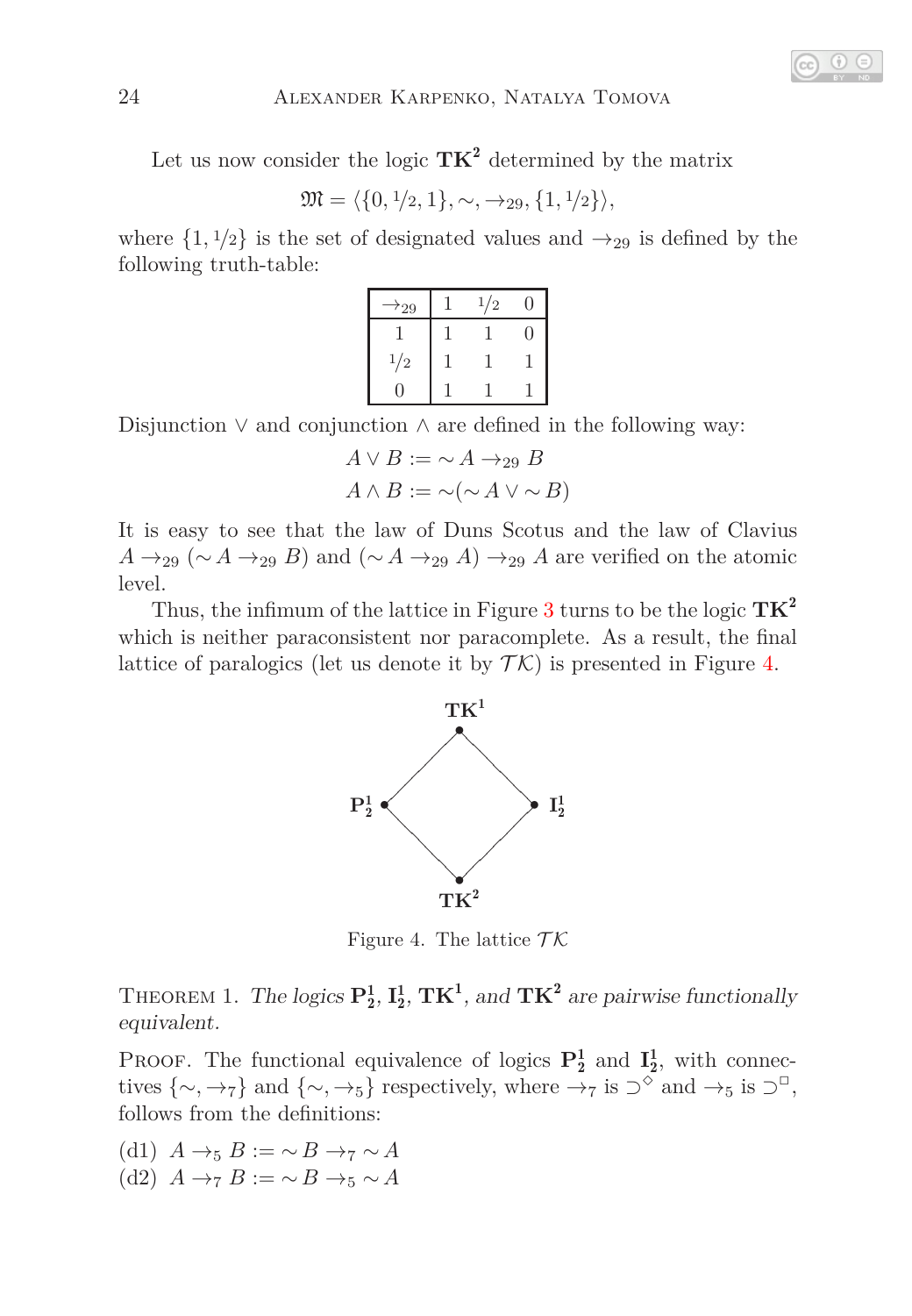Let us now consider the logic $\mathbf{TK^2}$ determined by the matrix

$$\mathfrak{M} = \langle \{0, 1/2, 1\}, \sim, \to_{29}, \{1, 1/2\} \rangle,$$

where $\{1, 1/2\}$ is the set of designated values and $\to_{29}$ is defined by the following truth-table:

| $\to_{29}$ | 1 | 1/2 | 0 |
|---|---|---|---|
| 1 | 1 | 1 | 0 |
| 1/2 | 1 | 1 | 1 |
| 0 | 1 | 1 | 1 |

Disjunction $\vee$ and conjunction $\wedge$ are defined in the following way:

$$A \vee B := \sim A \to_{29} B$$
$$A \wedge B := \sim(\sim A \vee \sim B)$$

It is easy to see that the law of Duns Scotus and the law of Clavius $A \to_{29} (\sim A \to_{29} B)$ and $(\sim A \to_{29} A) \to_{29} A$ are verified on the atomic level.

Thus, the infimum of the lattice in Figure 3 turns to be the logic $\mathbf{TK^2}$ which is neither paraconsistent nor paracomplete. As a result, the final lattice of paralogics (let us denote it by $\mathcal{TK}$) is presented in Figure 4.

Figure 4. The lattice $\mathcal{TK}$

THEOREM 1. *The logics* $\mathbf{P^1_2}$, $\mathbf{I^1_2}$, $\mathbf{TK^1}$, *and* $\mathbf{TK^2}$ *are pairwise functionally equivalent.*

PROOF. The functional equivalence of logics $\mathbf{P^1_2}$ and $\mathbf{I^1_2}$, with connectives $\{\sim, \to_7\}$ and $\{\sim, \to_5\}$ respectively, where $\to_7$ is $\supset^{\diamond}$ and $\to_5$ is $\supset^{\square}$, follows from the definitions:

(d1) $A \to_5 B := \sim B \to_7 \sim A$
(d2) $A \to_7 B := \sim B \to_5 \sim A$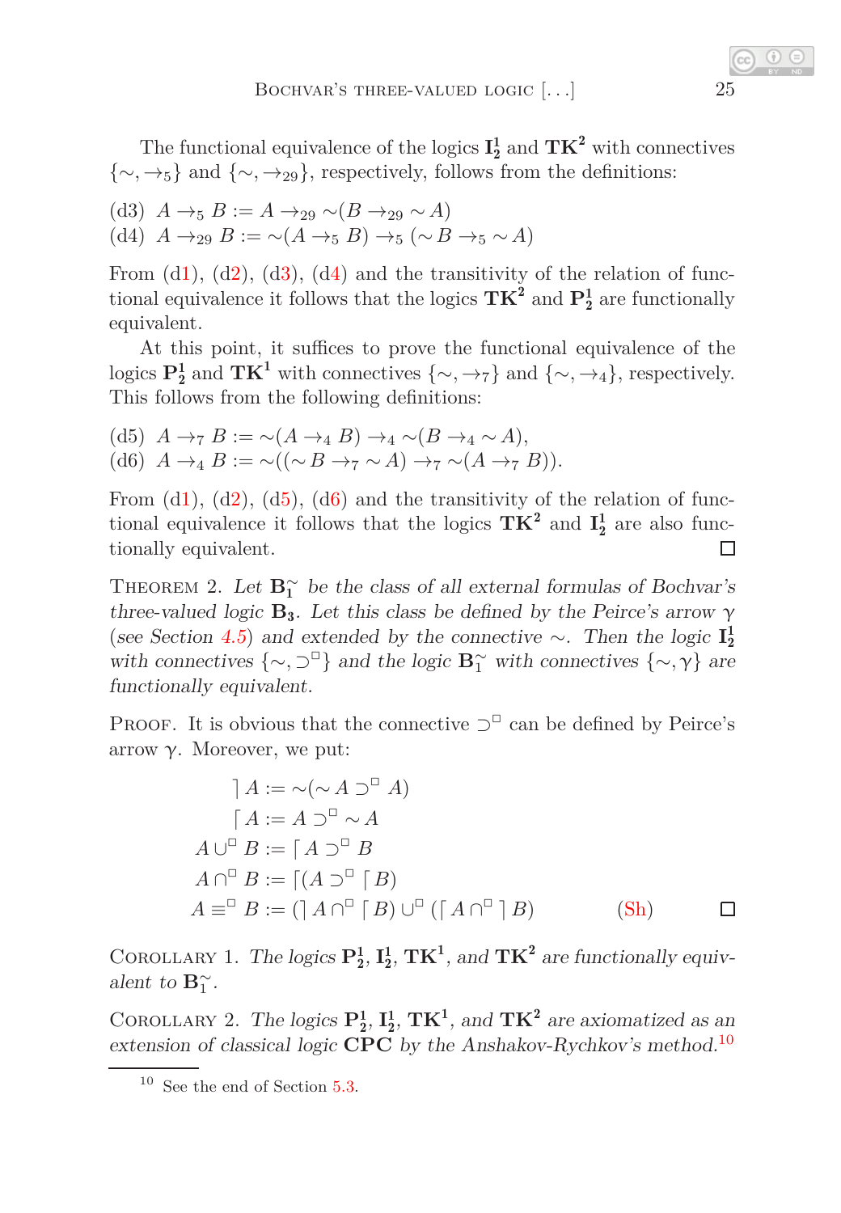The functional equivalence of the logics $\mathbf{I^1_2}$ and $\mathbf{TK^2}$ with connectives $\{\sim, \to_5\}$ and $\{\sim, \to_{29}\}$, respectively, follows from the definitions:

(d3) $A \to_5 B := A \to_{29} \sim(B \to_{29} \sim A)$
(d4) $A \to_{29} B := \sim(A \to_5 B) \to_5 (\sim B \to_5 \sim A)$

From (d1), (d2), (d3), (d4) and the transitivity of the relation of functional equivalence it follows that the logics $\mathbf{TK^2}$ and $\mathbf{P^1_2}$ are functionally equivalent.

At this point, it suffices to prove the functional equivalence of the logics $\mathbf{P^1_2}$ and $\mathbf{TK^1}$ with connectives $\{\sim, \to_7\}$ and $\{\sim, \to_4\}$, respectively. This follows from the following definitions:

(d5) $A \to_7 B := \sim(A \to_4 B) \to_4 \sim(B \to_4 \sim A)$,
(d6) $A \to_4 B := \sim((\sim B \to_7 \sim A) \to_7 \sim(A \to_7 B))$.

From (d1), (d2), (d5), (d6) and the transitivity of the relation of functional equivalence it follows that the logics $\mathbf{TK^2}$ and $\mathbf{I^1_2}$ are also functionally equivalent. □

Theorem 2. *Let $\mathbf{B}^{\sim}_1$ be the class of all external formulas of Bochvar's three-valued logic $\mathbf{B_3}$. Let this class be defined by the Peirce's arrow $\gamma$ (see Section 4.5) and extended by the connective $\sim$. Then the logic $\mathbf{I^1_2}$ with connectives $\{\sim, \supset^{\square}\}$ and the logic $\mathbf{B}^{\sim}_1$ with connectives $\{\sim, \gamma\}$ are functionally equivalent.*

Proof. It is obvious that the connective $\supset^{\square}$ can be defined by Peirce's arrow $\gamma$. Moreover, we put:

$$
\begin{aligned}
\rceil A &:= \sim(\sim A \supset^{\square} A)\\
\lceil A &:= A \supset^{\square} \sim A\\
A \cup^{\square} B &:= \lceil A \supset^{\square} B\\
A \cap^{\square} B &:= \lceil(A \supset^{\square} \lceil B)\\
A \equiv^{\square} B &:= (\rceil A \cap^{\square} \lceil B) \cup^{\square} (\lceil A \cap^{\square} \rceil B) \qquad \text{(Sh)}
\end{aligned}
$$

□

Corollary 1. *The logics $\mathbf{P^1_2}$, $\mathbf{I^1_2}$, $\mathbf{TK^1}$, and $\mathbf{TK^2}$ are functionally equivalent to $\mathbf{B}^{\sim}_1$.*

Corollary 2. *The logics $\mathbf{P^1_2}$, $\mathbf{I^1_2}$, $\mathbf{TK^1}$, and $\mathbf{TK^2}$ are axiomatized as an extension of classical logic* **CPC** *by the Anshakov-Rychkov's method.*[10]

[10] See the end of Section 5.3.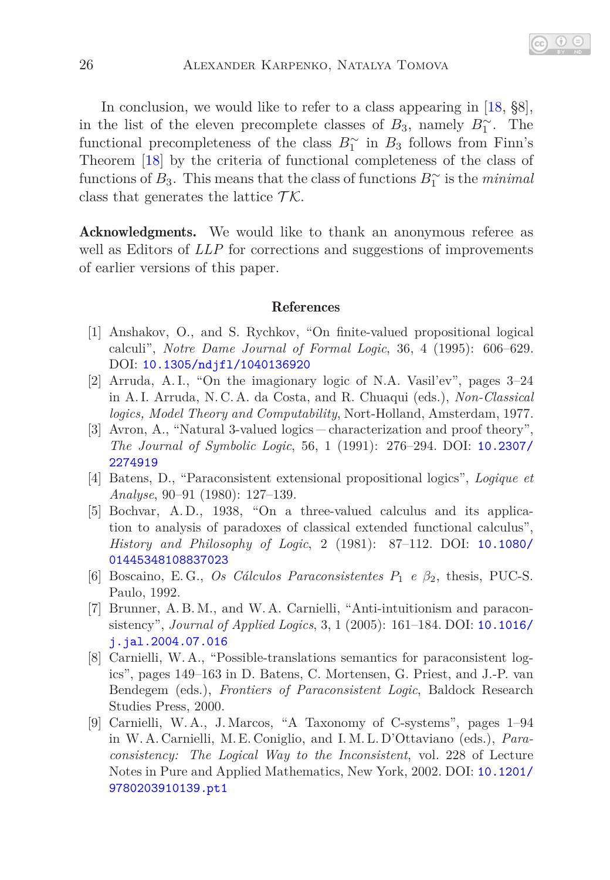In conclusion, we would like to refer to a class appearing in [18, §8], in the list of the eleven precomplete classes of $B_3$, namely $B_1^{\sim}$. The functional precompleteness of the class $B_1^{\sim}$ in $B_3$ follows from Finn's Theorem [18] by the criteria of functional completeness of the class of functions of $B_3$. This means that the class of functions $B_1^{\sim}$ is the *minimal* class that generates the lattice $\mathcal{TK}$.

**Acknowledgments.** We would like to thank an anonymous referee as well as Editors of *LLP* for corrections and suggestions of improvements of earlier versions of this paper.

## References

[1] Anshakov, O., and S. Rychkov, "On finite-valued propositional logical calculi", *Notre Dame Journal of Formal Logic*, 36, 4 (1995): 606–629. DOI: 10.1305/ndjfl/1040136920

[2] Arruda, A. I., "On the imaginary logic of N.A. Vasil'ev", pages 3–24 in A. I. Arruda, N. C. A. da Costa, and R. Chuaqui (eds.), *Non-Classical logics, Model Theory and Computability*, Nort-Holland, Amsterdam, 1977.

[3] Avron, A., "Natural 3-valued logics — characterization and proof theory", *The Journal of Symbolic Logic*, 56, 1 (1991): 276–294. DOI: 10.2307/2274919

[4] Batens, D., "Paraconsistent extensional propositional logics", *Logique et Analyse*, 90–91 (1980): 127–139.

[5] Bochvar, A. D., 1938, "On a three-valued calculus and its application to analysis of paradoxes of classical extended functional calculus", *History and Philosophy of Logic*, 2 (1981): 87–112. DOI: 10.1080/01445348108837023

[6] Boscaino, E. G., *Os Cálculos Paraconsistentes $P_1$ e $\beta_2$*, thesis, PUC-S. Paulo, 1992.

[7] Brunner, A. B. M., and W. A. Carnielli, "Anti-intuitionism and paraconsistency", *Journal of Applied Logics*, 3, 1 (2005): 161–184. DOI: 10.1016/j.jal.2004.07.016

[8] Carnielli, W. A., "Possible-translations semantics for paraconsistent logics", pages 149–163 in D. Batens, C. Mortensen, G. Priest, and J.-P. van Bendegem (eds.), *Frontiers of Paraconsistent Logic*, Baldock Research Studies Press, 2000.

[9] Carnielli, W. A., J. Marcos, "A Taxonomy of C-systems", pages 1–94 in W. A. Carnielli, M. E. Coniglio, and I. M. L. D'Ottaviano (eds.), *Paraconsistency: The Logical Way to the Inconsistent*, vol. 228 of Lecture Notes in Pure and Applied Mathematics, New York, 2002. DOI: 10.1201/9780203910139.pt1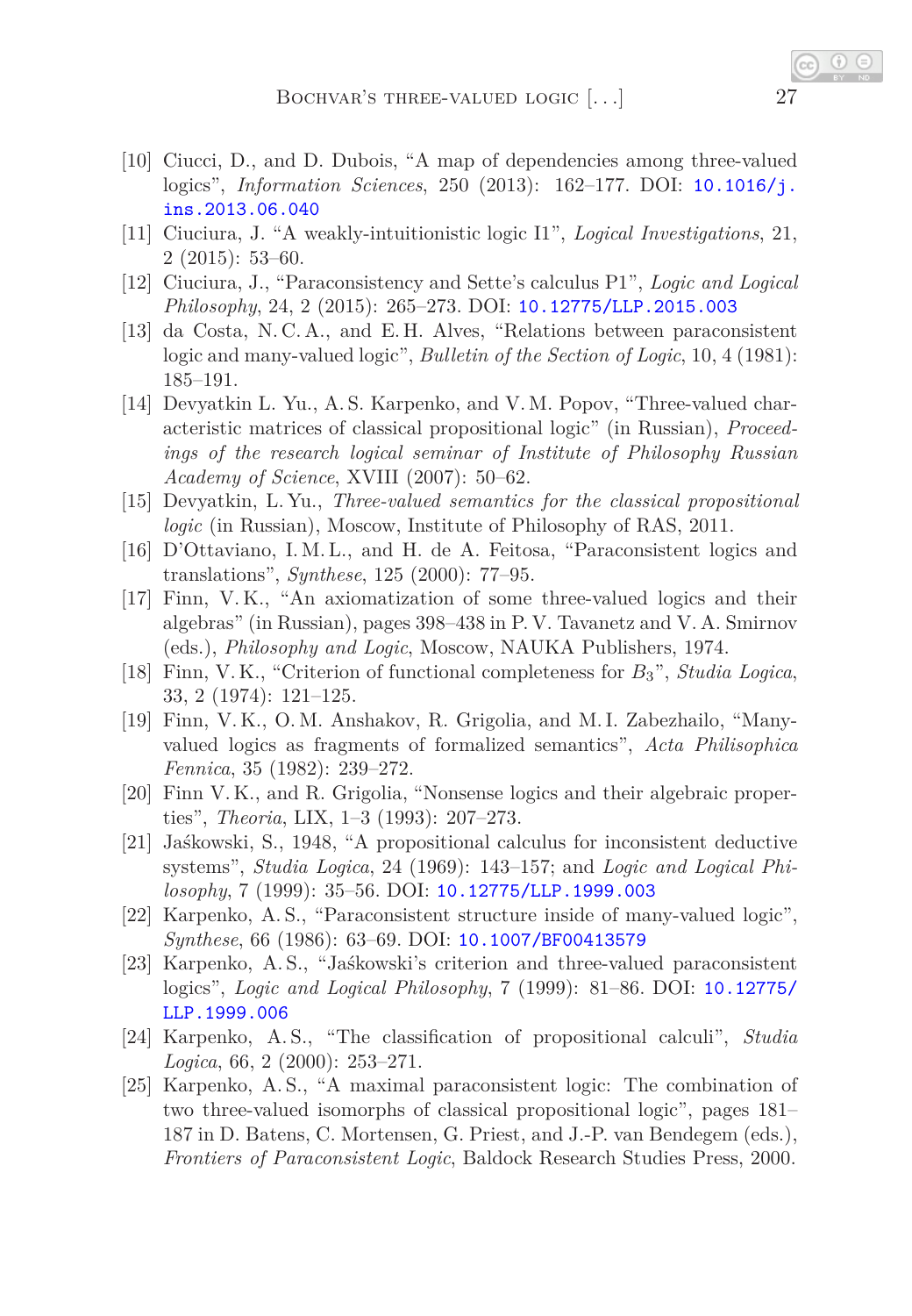[10] Ciucci, D., and D. Dubois, "A map of dependencies among three-valued logics", *Information Sciences*, 250 (2013): 162–177. DOI: 10.1016/j.ins.2013.06.040

[11] Ciuciura, J. "A weakly-intuitionistic logic I1", *Logical Investigations*, 21, 2 (2015): 53–60.

[12] Ciuciura, J., "Paraconsistency and Sette's calculus P1", *Logic and Logical Philosophy*, 24, 2 (2015): 265–273. DOI: 10.12775/LLP.2015.003

[13] da Costa, N. C. A., and E. H. Alves, "Relations between paraconsistent logic and many-valued logic", *Bulletin of the Section of Logic*, 10, 4 (1981): 185–191.

[14] Devyatkin L. Yu., A. S. Karpenko, and V. M. Popov, "Three-valued characteristic matrices of classical propositional logic" (in Russian), *Proceedings of the research logical seminar of Institute of Philosophy Russian Academy of Science*, XVIII (2007): 50–62.

[15] Devyatkin, L. Yu., *Three-valued semantics for the classical propositional logic* (in Russian), Moscow, Institute of Philosophy of RAS, 2011.

[16] D'Ottaviano, I. M. L., and H. de A. Feitosa, "Paraconsistent logics and translations", *Synthese*, 125 (2000): 77–95.

[17] Finn, V. K., "An axiomatization of some three-valued logics and their algebras" (in Russian), pages 398–438 in P. V. Tavanetz and V. A. Smirnov (eds.), *Philosophy and Logic*, Moscow, NAUKA Publishers, 1974.

[18] Finn, V. K., "Criterion of functional completeness for $B_3$", *Studia Logica*, 33, 2 (1974): 121–125.

[19] Finn, V. K., O. M. Anshakov, R. Grigolia, and M. I. Zabezhailo, "Many-valued logics as fragments of formalized semantics", *Acta Philisophica Fennica*, 35 (1982): 239–272.

[20] Finn V. K., and R. Grigolia, "Nonsense logics and their algebraic properties", *Theoria*, LIX, 1–3 (1993): 207–273.

[21] Jaśkowski, S., 1948, "A propositional calculus for inconsistent deductive systems", *Studia Logica*, 24 (1969): 143–157; and *Logic and Logical Philosophy*, 7 (1999): 35–56. DOI: 10.12775/LLP.1999.003

[22] Karpenko, A. S., "Paraconsistent structure inside of many-valued logic", *Synthese*, 66 (1986): 63–69. DOI: 10.1007/BF00413579

[23] Karpenko, A. S., "Jaśkowski's criterion and three-valued paraconsistent logics", *Logic and Logical Philosophy*, 7 (1999): 81–86. DOI: 10.12775/LLP.1999.006

[24] Karpenko, A. S., "The classification of propositional calculi", *Studia Logica*, 66, 2 (2000): 253–271.

[25] Karpenko, A. S., "A maximal paraconsistent logic: The combination of two three-valued isomorphs of classical propositional logic", pages 181–187 in D. Batens, C. Mortensen, G. Priest, and J.-P. van Bendegem (eds.), *Frontiers of Paraconsistent Logic*, Baldock Research Studies Press, 2000.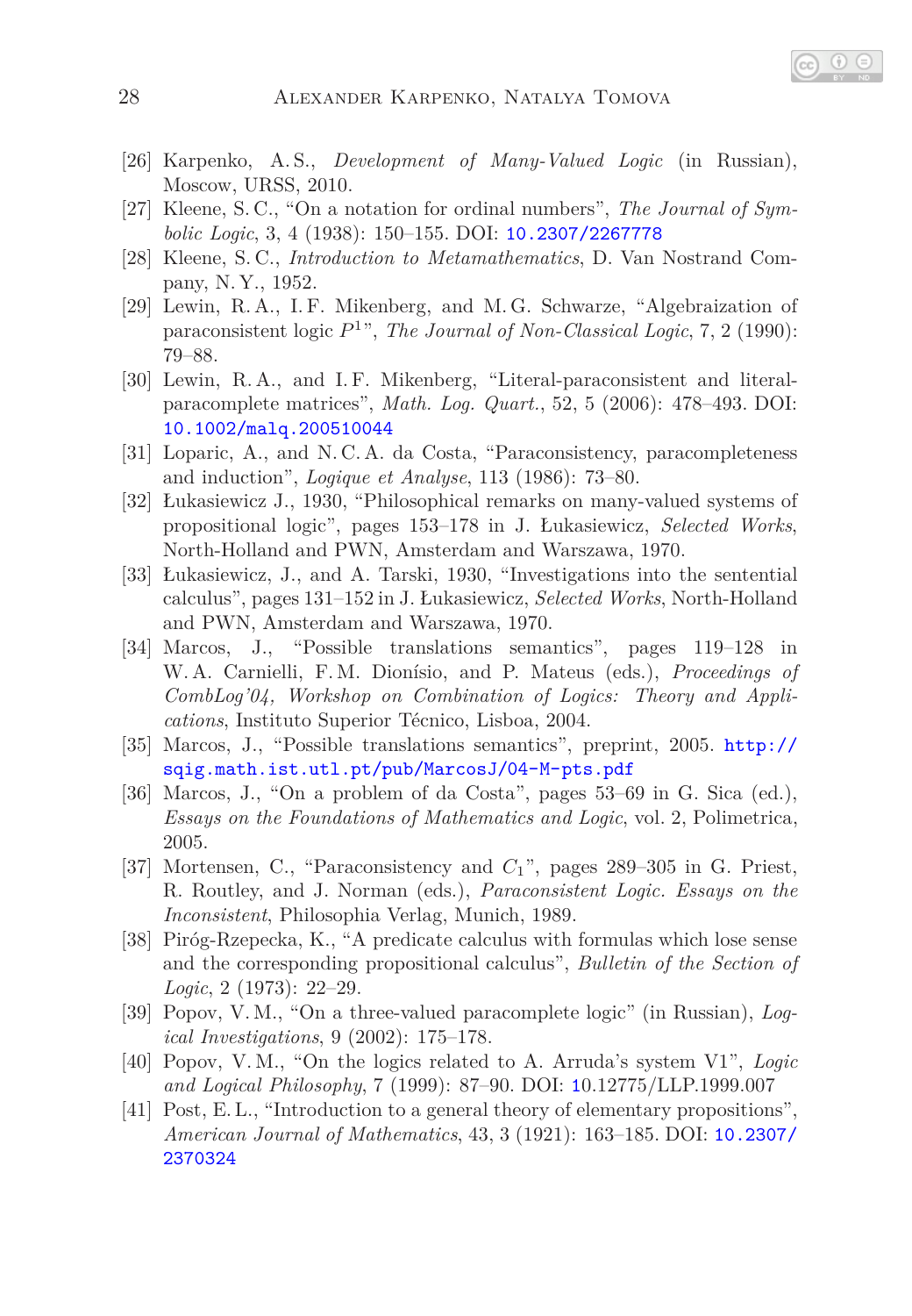[26] Karpenko, A. S., *Development of Many-Valued Logic* (in Russian), Moscow, URSS, 2010.

[27] Kleene, S. C., "On a notation for ordinal numbers", *The Journal of Symbolic Logic*, 3, 4 (1938): 150–155. DOI: 10.2307/2267778

[28] Kleene, S. C., *Introduction to Metamathematics*, D. Van Nostrand Company, N. Y., 1952.

[29] Lewin, R. A., I. F. Mikenberg, and M. G. Schwarze, "Algebraization of paraconsistent logic $P^1$", *The Journal of Non-Classical Logic*, 7, 2 (1990): 79–88.

[30] Lewin, R. A., and I. F. Mikenberg, "Literal-paraconsistent and literal-paracomplete matrices", *Math. Log. Quart.*, 52, 5 (2006): 478–493. DOI: 10.1002/malq.200510044

[31] Loparic, A., and N. C. A. da Costa, "Paraconsistency, paracompleteness and induction", *Logique et Analyse*, 113 (1986): 73–80.

[32] Łukasiewicz J., 1930, "Philosophical remarks on many-valued systems of propositional logic", pages 153–178 in J. Łukasiewicz, *Selected Works*, North-Holland and PWN, Amsterdam and Warszawa, 1970.

[33] Łukasiewicz, J., and A. Tarski, 1930, "Investigations into the sentential calculus", pages 131–152 in J. Łukasiewicz, *Selected Works*, North-Holland and PWN, Amsterdam and Warszawa, 1970.

[34] Marcos, J., "Possible translations semantics", pages 119–128 in W. A. Carnielli, F. M. Dionísio, and P. Mateus (eds.), *Proceedings of CombLog'04, Workshop on Combination of Logics: Theory and Applications*, Instituto Superior Técnico, Lisboa, 2004.

[35] Marcos, J., "Possible translations semantics", preprint, 2005. http://sqig.math.ist.utl.pt/pub/MarcosJ/04-M-pts.pdf

[36] Marcos, J., "On a problem of da Costa", pages 53–69 in G. Sica (ed.), *Essays on the Foundations of Mathematics and Logic*, vol. 2, Polimetrica, 2005.

[37] Mortensen, C., "Paraconsistency and $C_1$", pages 289–305 in G. Priest, R. Routley, and J. Norman (eds.), *Paraconsistent Logic. Essays on the Inconsistent*, Philosophia Verlag, Munich, 1989.

[38] Piróg-Rzepecka, K., "A predicate calculus with formulas which lose sense and the corresponding propositional calculus", *Bulletin of the Section of Logic*, 2 (1973): 22–29.

[39] Popov, V. M., "On a three-valued paracomplete logic" (in Russian), *Logical Investigations*, 9 (2002): 175–178.

[40] Popov, V. M., "On the logics related to A. Arruda's system V1", *Logic and Logical Philosophy*, 7 (1999): 87–90. DOI: 10.12775/LLP.1999.007

[41] Post, E. L., "Introduction to a general theory of elementary propositions", *American Journal of Mathematics*, 43, 3 (1921): 163–185. DOI: 10.2307/2370324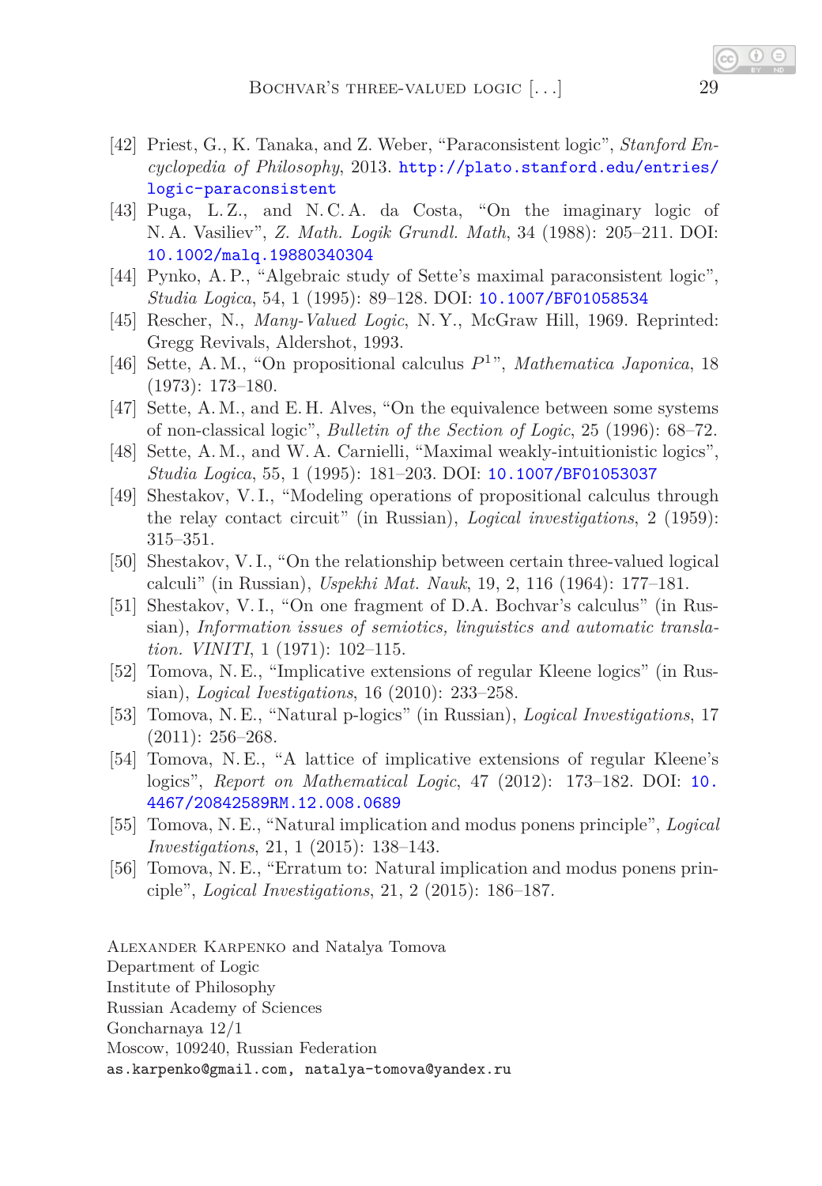[42] Priest, G., K. Tanaka, and Z. Weber, "Paraconsistent logic", *Stanford Encyclopedia of Philosophy*, 2013. http://plato.stanford.edu/entries/logic-paraconsistent

[43] Puga, L. Z., and N. C. A. da Costa, "On the imaginary logic of N. A. Vasiliev", *Z. Math. Logik Grundl. Math*, 34 (1988): 205–211. DOI: 10.1002/malq.19880340304

[44] Pynko, A. P., "Algebraic study of Sette's maximal paraconsistent logic", *Studia Logica*, 54, 1 (1995): 89–128. DOI: 10.1007/BF01058534

[45] Rescher, N., *Many-Valued Logic*, N. Y., McGraw Hill, 1969. Reprinted: Gregg Revivals, Aldershot, 1993.

[46] Sette, A. M., "On propositional calculus $P^1$", *Mathematica Japonica*, 18 (1973): 173–180.

[47] Sette, A. M., and E. H. Alves, "On the equivalence between some systems of non-classical logic", *Bulletin of the Section of Logic*, 25 (1996): 68–72.

[48] Sette, A. M., and W. A. Carnielli, "Maximal weakly-intuitionistic logics", *Studia Logica*, 55, 1 (1995): 181–203. DOI: 10.1007/BF01053037

[49] Shestakov, V. I., "Modeling operations of propositional calculus through the relay contact circuit" (in Russian), *Logical investigations*, 2 (1959): 315–351.

[50] Shestakov, V. I., "On the relationship between certain three-valued logical calculi" (in Russian), *Uspekhi Mat. Nauk*, 19, 2, 116 (1964): 177–181.

[51] Shestakov, V. I., "On one fragment of D.A. Bochvar's calculus" (in Russian), *Information issues of semiotics, linguistics and automatic translation. VINITI*, 1 (1971): 102–115.

[52] Tomova, N. E., "Implicative extensions of regular Kleene logics" (in Russian), *Logical Ivestigations*, 16 (2010): 233–258.

[53] Tomova, N. E., "Natural p-logics" (in Russian), *Logical Investigations*, 17 (2011): 256–268.

[54] Tomova, N. E., "A lattice of implicative extensions of regular Kleene's logics", *Report on Mathematical Logic*, 47 (2012): 173–182. DOI: 10.4467/20842589RM.12.008.0689

[55] Tomova, N. E., "Natural implication and modus ponens principle", *Logical Investigations*, 21, 1 (2015): 138–143.

[56] Tomova, N. E., "Erratum to: Natural implication and modus ponens principle", *Logical Investigations*, 21, 2 (2015): 186–187.

Alexander Karpenko and Natalya Tomova
Department of Logic
Institute of Philosophy
Russian Academy of Sciences
Goncharnaya 12/1
Moscow, 109240, Russian Federation
as.karpenko@gmail.com, natalya-tomova@yandex.ru